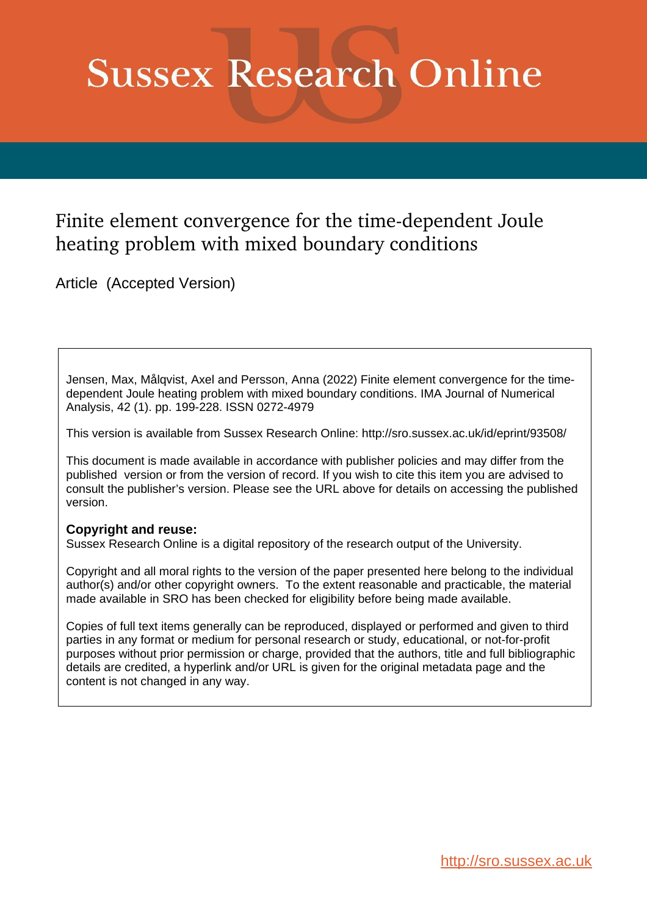# Sussex Research Online

## Finite element convergence for the time-dependent Joule heating problem with mixed boundary conditions

Article (Accepted Version)

Jensen, Max, Målqvist, Axel and Persson, Anna (2022) Finite element convergence for the time-dependent Joule heating problem with mixed boundary conditions. IMA Journal of Numerical Analysis, 42 (1). pp. 199-228. ISSN 0272-4979

This version is available from Sussex Research Online: http://sro.sussex.ac.uk/id/eprint/93508/

This document is made available in accordance with publisher policies and may differ from the published version or from the version of record. If you wish to cite this item you are advised to consult the publisher's version. Please see the URL above for details on accessing the published version.

**Copyright and reuse:**
Sussex Research Online is a digital repository of the research output of the University.

Copyright and all moral rights to the version of the paper presented here belong to the individual author(s) and/or other copyright owners. To the extent reasonable and practicable, the material made available in SRO has been checked for eligibility before being made available.

Copies of full text items generally can be reproduced, displayed or performed and given to third parties in any format or medium for personal research or study, educational, or not-for-profit purposes without prior permission or charge, provided that the authors, title and full bibliographic details are credited, a hyperlink and/or URL is given for the original metadata page and the content is not changed in any way.

http://sro.sussex.ac.uk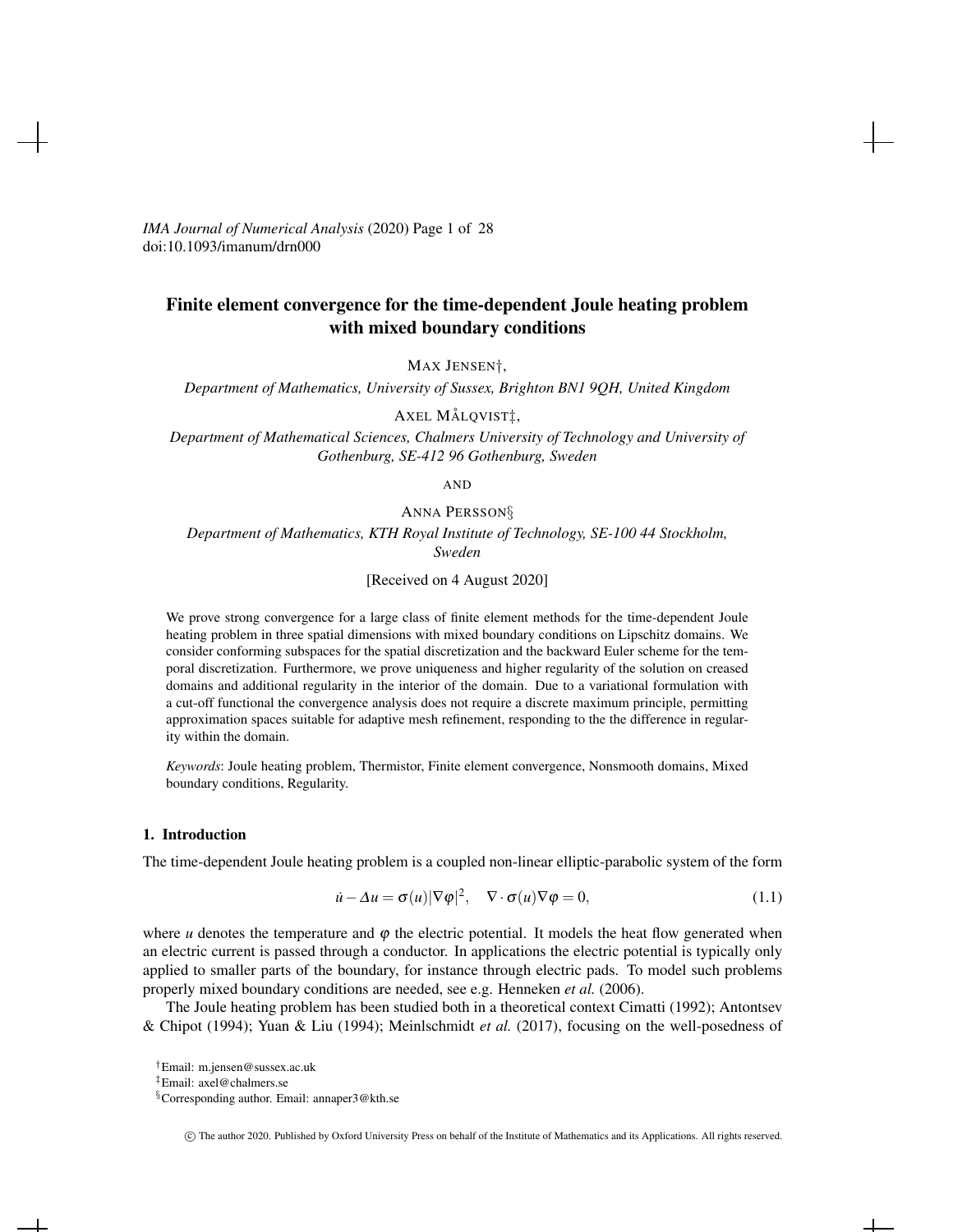# Finite element convergence for the time-dependent Joule heating problem with mixed boundary conditions

MAX JENSEN†,

*Department of Mathematics, University of Sussex, Brighton BN1 9QH, United Kingdom*

AXEL MÅLQVIST‡,

*Department of Mathematical Sciences, Chalmers University of Technology and University of Gothenburg, SE-412 96 Gothenburg, Sweden*

AND

ANNA PERSSON§

*Department of Mathematics, KTH Royal Institute of Technology, SE-100 44 Stockholm, Sweden*

[Received on 4 August 2020]

We prove strong convergence for a large class of finite element methods for the time-dependent Joule heating problem in three spatial dimensions with mixed boundary conditions on Lipschitz domains. We consider conforming subspaces for the spatial discretization and the backward Euler scheme for the temporal discretization. Furthermore, we prove uniqueness and higher regularity of the solution on creased domains and additional regularity in the interior of the domain. Due to a variational formulation with a cut-off functional the convergence analysis does not require a discrete maximum principle, permitting approximation spaces suitable for adaptive mesh refinement, responding to the the difference in regularity within the domain.

*Keywords*: Joule heating problem, Thermistor, Finite element convergence, Nonsmooth domains, Mixed boundary conditions, Regularity.

## 1. Introduction

The time-dependent Joule heating problem is a coupled non-linear elliptic-parabolic system of the form

$$\dot{u} - \Delta u = \sigma(u)|\nabla\varphi|^2, \quad \nabla \cdot \sigma(u)\nabla\varphi = 0, \tag{1.1}$$

where $u$ denotes the temperature and $\varphi$ the electric potential. It models the heat flow generated when an electric current is passed through a conductor. In applications the electric potential is typically only applied to smaller parts of the boundary, for instance through electric pads. To model such problems properly mixed boundary conditions are needed, see e.g. Henneken *et al.* (2006).

The Joule heating problem has been studied both in a theoretical context Cimatti (1992); Antontsev & Chipot (1994); Yuan & Liu (1994); Meinlschmidt *et al.* (2017), focusing on the well-posedness of

†Email: m.jensen@sussex.ac.uk

‡Email: axel@chalmers.se

§Corresponding author. Email: annaper3@kth.se

© The author 2020. Published by Oxford University Press on behalf of the Institute of Mathematics and its Applications. All rights reserved.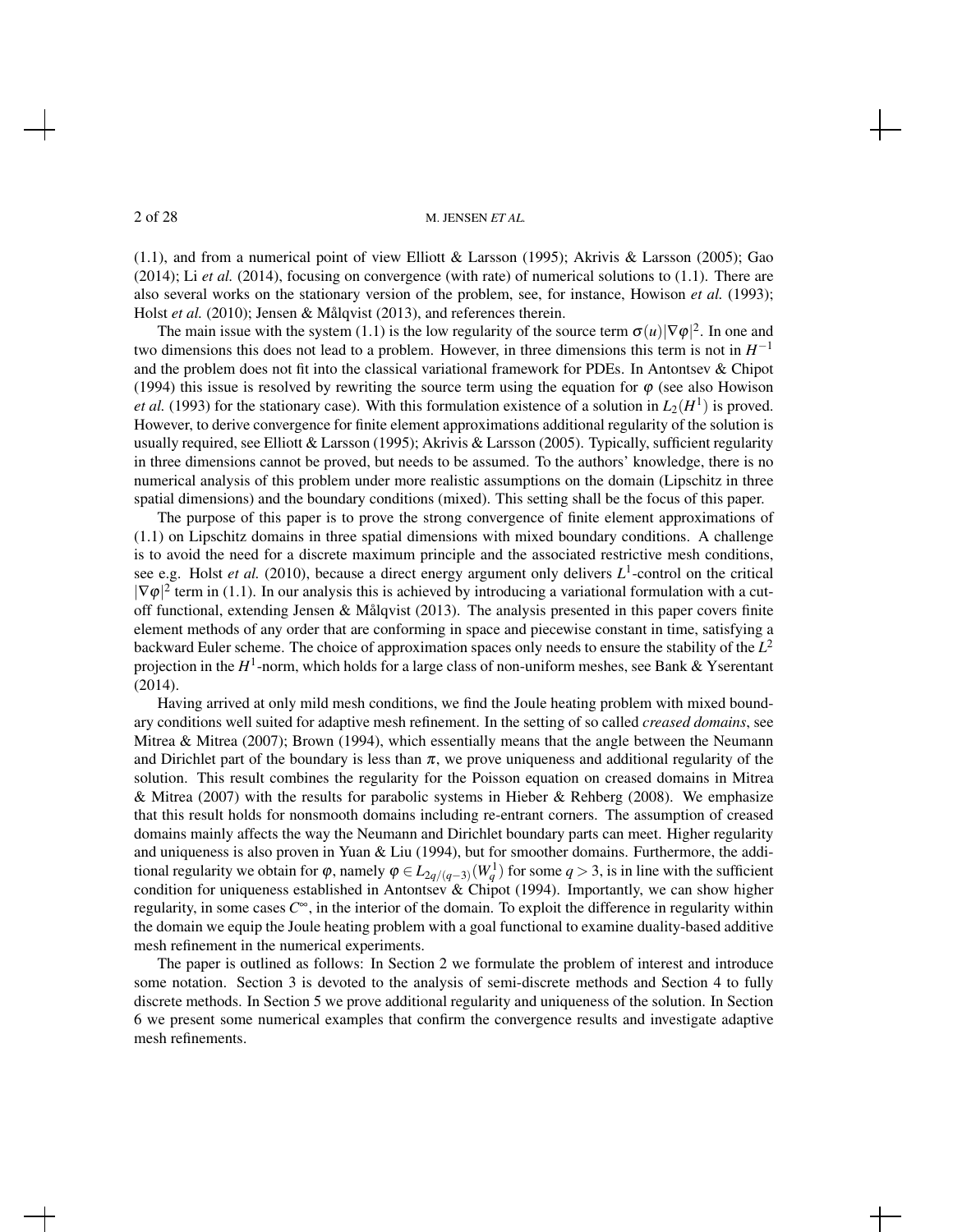(1.1), and from a numerical point of view Elliott & Larsson (1995); Akrivis & Larsson (2005); Gao (2014); Li *et al.* (2014), focusing on convergence (with rate) of numerical solutions to (1.1). There are also several works on the stationary version of the problem, see, for instance, Howison *et al.* (1993); Holst *et al.* (2010); Jensen & Målqvist (2013), and references therein.

The main issue with the system (1.1) is the low regularity of the source term $\sigma(u)|\nabla\varphi|^2$. In one and two dimensions this does not lead to a problem. However, in three dimensions this term is not in $H^{-1}$ and the problem does not fit into the classical variational framework for PDEs. In Antontsev & Chipot (1994) this issue is resolved by rewriting the source term using the equation for $\varphi$ (see also Howison *et al.* (1993) for the stationary case). With this formulation existence of a solution in $L_2(H^1)$ is proved. However, to derive convergence for finite element approximations additional regularity of the solution is usually required, see Elliott & Larsson (1995); Akrivis & Larsson (2005). Typically, sufficient regularity in three dimensions cannot be proved, but needs to be assumed. To the authors' knowledge, there is no numerical analysis of this problem under more realistic assumptions on the domain (Lipschitz in three spatial dimensions) and the boundary conditions (mixed). This setting shall be the focus of this paper.

The purpose of this paper is to prove the strong convergence of finite element approximations of (1.1) on Lipschitz domains in three spatial dimensions with mixed boundary conditions. A challenge is to avoid the need for a discrete maximum principle and the associated restrictive mesh conditions, see e.g. Holst *et al.* (2010), because a direct energy argument only delivers $L^1$-control on the critical $|\nabla\varphi|^2$ term in (1.1). In our analysis this is achieved by introducing a variational formulation with a cut-off functional, extending Jensen & Målqvist (2013). The analysis presented in this paper covers finite element methods of any order that are conforming in space and piecewise constant in time, satisfying a backward Euler scheme. The choice of approximation spaces only needs to ensure the stability of the $L^2$ projection in the $H^1$-norm, which holds for a large class of non-uniform meshes, see Bank & Yserentant (2014).

Having arrived at only mild mesh conditions, we find the Joule heating problem with mixed boundary conditions well suited for adaptive mesh refinement. In the setting of so called *creased domains*, see Mitrea & Mitrea (2007); Brown (1994), which essentially means that the angle between the Neumann and Dirichlet part of the boundary is less than $\pi$, we prove uniqueness and additional regularity of the solution. This result combines the regularity for the Poisson equation on creased domains in Mitrea & Mitrea (2007) with the results for parabolic systems in Hieber & Rehberg (2008). We emphasize that this result holds for nonsmooth domains including re-entrant corners. The assumption of creased domains mainly affects the way the Neumann and Dirichlet boundary parts can meet. Higher regularity and uniqueness is also proven in Yuan & Liu (1994), but for smoother domains. Furthermore, the additional regularity we obtain for $\varphi$, namely $\varphi \in L_{2q/(q-3)}(W^1_q)$ for some $q > 3$, is in line with the sufficient condition for uniqueness established in Antontsev & Chipot (1994). Importantly, we can show higher regularity, in some cases $C^\infty$, in the interior of the domain. To exploit the difference in regularity within the domain we equip the Joule heating problem with a goal functional to examine duality-based additive mesh refinement in the numerical experiments.

The paper is outlined as follows: In Section 2 we formulate the problem of interest and introduce some notation. Section 3 is devoted to the analysis of semi-discrete methods and Section 4 to fully discrete methods. In Section 5 we prove additional regularity and uniqueness of the solution. In Section 6 we present some numerical examples that confirm the convergence results and investigate adaptive mesh refinements.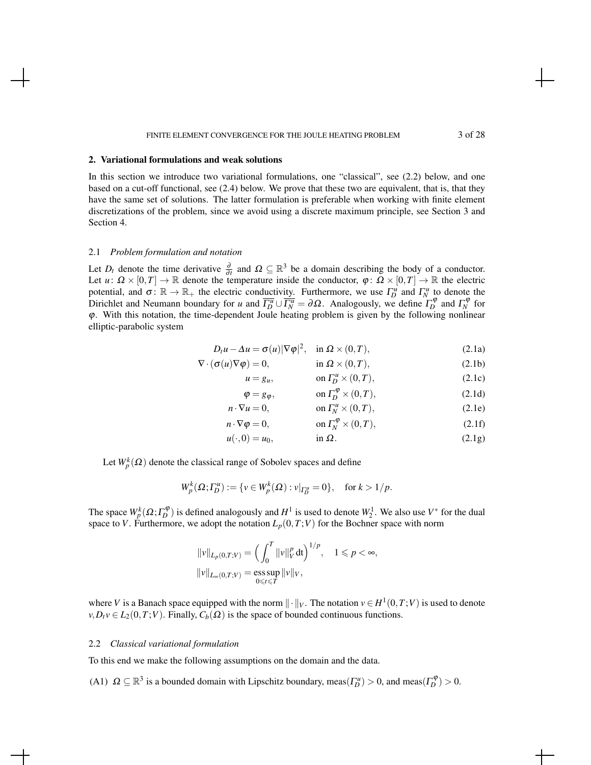## 2. Variational formulations and weak solutions

In this section we introduce two variational formulations, one "classical", see (2.2) below, and one based on a cut-off functional, see (2.4) below. We prove that these two are equivalent, that is, that they have the same set of solutions. The latter formulation is preferable when working with finite element discretizations of the problem, since we avoid using a discrete maximum principle, see Section 3 and Section 4.

### 2.1 *Problem formulation and notation*

Let $D_t$ denote the time derivative $\frac{\partial}{\partial t}$ and $\Omega \subseteq \mathbb{R}^3$ be a domain describing the body of a conductor. Let $u\colon \Omega \times [0,T] \to \mathbb{R}$ denote the temperature inside the conductor, $\varphi\colon \Omega \times [0,T] \to \mathbb{R}$ the electric potential, and $\sigma\colon \mathbb{R} \to \mathbb{R}_+$ the electric conductivity. Furthermore, we use $\Gamma_D^u$ and $\Gamma_N^u$ to denote the Dirichlet and Neumann boundary for $u$ and $\overline{\Gamma_D^u} \cup \overline{\Gamma_N^u} = \partial\Omega$. Analogously, we define $\Gamma_D^\varphi$ and $\Gamma_N^\varphi$ for $\varphi$. With this notation, the time-dependent Joule heating problem is given by the following nonlinear elliptic-parabolic system

$$
\begin{aligned}
D_t u - \Delta u &= \sigma(u)|\nabla\varphi|^2, && \text{in } \Omega \times (0,T), && \text{(2.1a)}\\
\nabla \cdot (\sigma(u)\nabla\varphi) &= 0, && \text{in } \Omega \times (0,T), && \text{(2.1b)}\\
u &= g_u, && \text{on } \Gamma_D^u \times (0,T), && \text{(2.1c)}\\
\varphi &= g_\varphi, && \text{on } \Gamma_D^\varphi \times (0,T), && \text{(2.1d)}\\
n \cdot \nabla u &= 0, && \text{on } \Gamma_N^u \times (0,T), && \text{(2.1e)}\\
n \cdot \nabla \varphi &= 0, && \text{on } \Gamma_N^\varphi \times (0,T), && \text{(2.1f)}\\
u(\cdot,0) &= u_0, && \text{in } \Omega. && \text{(2.1g)}
\end{aligned}
$$

Let $W_p^k(\Omega)$ denote the classical range of Sobolev spaces and define

$$
W_p^k(\Omega;\Gamma_D^u) := \{v \in W_p^k(\Omega) : v|_{\Gamma_D^u} = 0\}, \quad \text{for } k > 1/p.
$$

The space $W_p^k(\Omega;\Gamma_D^\varphi)$ is defined analogously and $H^1$ is used to denote $W_2^1$. We also use $V^*$ for the dual space to $V$. Furthermore, we adopt the notation $L_p(0,T;V)$ for the Bochner space with norm

$$
\begin{aligned}
\|v\|_{L_p(0,T;V)} &= \Big(\int_0^T \|v\|_V^p \,\mathrm{dt}\Big)^{1/p}, \quad 1 \leqslant p < \infty,\\
\|v\|_{L_\infty(0,T;V)} &= \operatorname*{ess\,sup}_{0 \leqslant t \leqslant T} \|v\|_V,
\end{aligned}
$$

where $V$ is a Banach space equipped with the norm $\|\cdot\|_V$. The notation $v \in H^1(0,T;V)$ is used to denote $v, D_t v \in L_2(0,T;V)$. Finally, $C_b(\Omega)$ is the space of bounded continuous functions.

### 2.2 *Classical variational formulation*

To this end we make the following assumptions on the domain and the data.

(A1) $\Omega \subseteq \mathbb{R}^3$ is a bounded domain with Lipschitz boundary, $\mathrm{meas}(\Gamma_D^u) > 0$, and $\mathrm{meas}(\Gamma_D^\varphi) > 0$.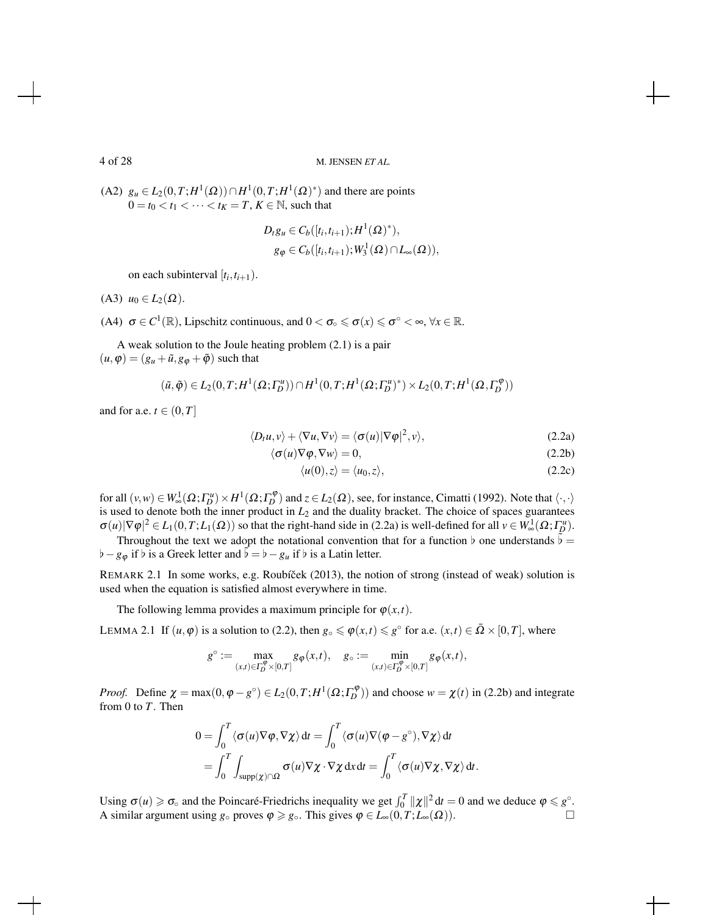(A2) $g_u \in L_2(0,T;H^1(\Omega)) \cap H^1(0,T;H^1(\Omega)^*)$ and there are points $0 = t_0 < t_1 < \cdots < t_K = T$, $K \in \mathbb{N}$, such that

$$D_t g_u \in C_b([t_i,t_{i+1});H^1(\Omega)^*),$$
$$g_\varphi \in C_b([t_i,t_{i+1});W_3^1(\Omega) \cap L_\infty(\Omega)),$$

on each subinterval $[t_i,t_{i+1})$.

(A3) $u_0 \in L_2(\Omega)$.

(A4) $\sigma \in C^1(\mathbb{R})$, Lipschitz continuous, and $0 < \sigma_\circ \leqslant \sigma(x) \leqslant \sigma^\circ < \infty$, $\forall x \in \mathbb{R}$.

A weak solution to the Joule heating problem (2.1) is a pair $(u,\varphi) = (g_u + \tilde{u}, g_\varphi + \tilde{\varphi})$ such that

$$(\tilde{u},\tilde{\varphi}) \in L_2(0,T;H^1(\Omega;\Gamma_D^u)) \cap H^1(0,T;H^1(\Omega;\Gamma_D^u)^*) \times L_2(0,T;H^1(\Omega,\Gamma_D^\varphi))$$

and for a.e. $t \in (0,T]$

$$\langle D_t u, v\rangle + \langle \nabla u, \nabla v\rangle = \langle \sigma(u)|\nabla\varphi|^2, v\rangle, \tag{2.2a}$$

$$\langle \sigma(u)\nabla\varphi, \nabla w\rangle = 0, \tag{2.2b}$$

$$\langle u(0), z\rangle = \langle u_0, z\rangle, \tag{2.2c}$$

for all $(v,w) \in W_\infty^1(\Omega;\Gamma_D^u) \times H^1(\Omega;\Gamma_D^\varphi)$ and $z \in L_2(\Omega)$, see, for instance, Cimatti (1992). Note that $\langle\cdot,\cdot\rangle$ is used to denote both the inner product in $L_2$ and the duality bracket. The choice of spaces guarantees $\sigma(u)|\nabla\varphi|^2 \in L_1(0,T;L_1(\Omega))$ so that the right-hand side in (2.2a) is well-defined for all $v \in W_\infty^1(\Omega;\Gamma_D^u)$.

Throughout the text we adopt the notational convention that for a function $\flat$ one understands $\tilde{\flat} = \flat - g_\varphi$ if $\flat$ is a Greek letter and $\tilde{\flat} = \flat - g_u$ if $\flat$ is a Latin letter.

REMARK 2.1 In some works, e.g. Roubíček (2013), the notion of strong (instead of weak) solution is used when the equation is satisfied almost everywhere in time.

The following lemma provides a maximum principle for $\varphi(x,t)$.

LEMMA 2.1 If $(u,\varphi)$ is a solution to (2.2), then $g_\circ \leqslant \varphi(x,t) \leqslant g^\circ$ for a.e. $(x,t) \in \bar{\Omega} \times [0,T]$, where

$$g^\circ := \max_{(x,t)\in\Gamma_D^\varphi\times[0,T]} g_\varphi(x,t), \quad g_\circ := \min_{(x,t)\in\Gamma_D^\varphi\times[0,T]} g_\varphi(x,t),$$

*Proof.* Define $\chi = \max(0, \varphi - g^\circ) \in L_2(0,T;H^1(\Omega;\Gamma_D^\varphi))$ and choose $w = \chi(t)$ in (2.2b) and integrate from 0 to $T$. Then

$$\begin{aligned} 0 &= \int_0^T \langle \sigma(u)\nabla\varphi, \nabla\chi\rangle \,\mathrm{d}t = \int_0^T \langle \sigma(u)\nabla(\varphi - g^\circ), \nabla\chi\rangle \,\mathrm{d}t \\ &= \int_0^T \int_{\mathrm{supp}(\chi)\cap\Omega} \sigma(u)\nabla\chi\cdot\nabla\chi \,\mathrm{d}x\,\mathrm{d}t = \int_0^T \langle \sigma(u)\nabla\chi, \nabla\chi\rangle \,\mathrm{d}t. \end{aligned}$$

Using $\sigma(u) \geqslant \sigma_\circ$ and the Poincaré-Friedrichs inequality we get $\int_0^T \|\chi\|^2 \,\mathrm{d}t = 0$ and we deduce $\varphi \leqslant g^\circ$. A similar argument using $g_\circ$ proves $\varphi \geqslant g_\circ$. This gives $\varphi \in L_\infty(0,T;L_\infty(\Omega))$. □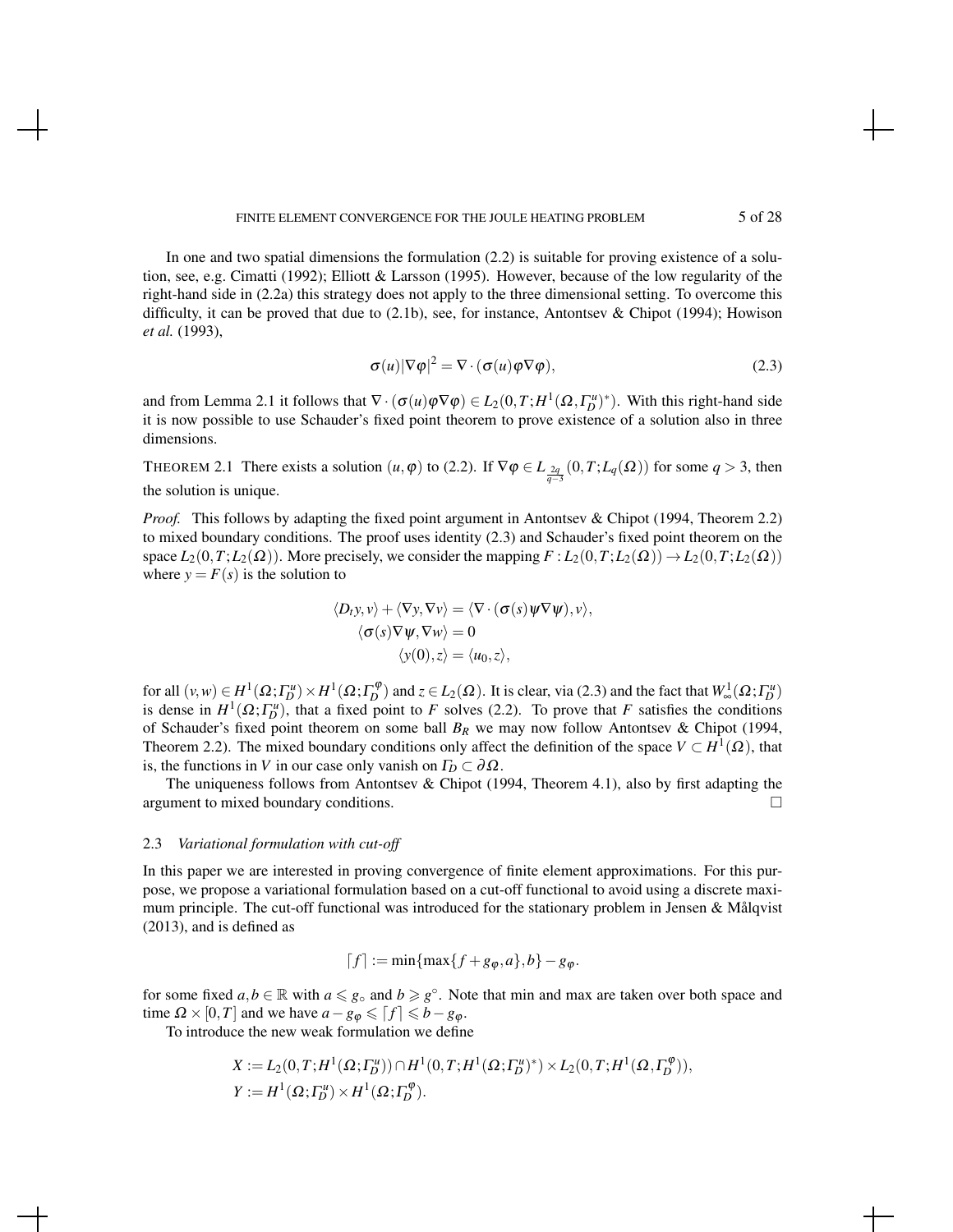In one and two spatial dimensions the formulation (2.2) is suitable for proving existence of a solution, see, e.g. Cimatti (1992); Elliott & Larsson (1995). However, because of the low regularity of the right-hand side in (2.2a) this strategy does not apply to the three dimensional setting. To overcome this difficulty, it can be proved that due to (2.1b), see, for instance, Antontsev & Chipot (1994); Howison *et al.* (1993),

$$\sigma(u)|\nabla\varphi|^2 = \nabla\cdot(\sigma(u)\varphi\nabla\varphi), \tag{2.3}$$

and from Lemma 2.1 it follows that $\nabla\cdot(\sigma(u)\varphi\nabla\varphi) \in L_2(0,T;H^1(\Omega,\Gamma_D^u)^*)$. With this right-hand side it is now possible to use Schauder's fixed point theorem to prove existence of a solution also in three dimensions.

THEOREM 2.1 There exists a solution $(u,\varphi)$ to (2.2). If $\nabla\varphi \in L_{\frac{2q}{q-3}}(0,T;L_q(\Omega))$ for some $q>3$, then the solution is unique.

*Proof.* This follows by adapting the fixed point argument in Antontsev & Chipot (1994, Theorem 2.2) to mixed boundary conditions. The proof uses identity (2.3) and Schauder's fixed point theorem on the space $L_2(0,T;L_2(\Omega))$. More precisely, we consider the mapping $F: L_2(0,T;L_2(\Omega)) \to L_2(0,T;L_2(\Omega))$ where $y = F(s)$ is the solution to

$$\begin{aligned}
\langle D_t y, v\rangle + \langle \nabla y, \nabla v\rangle &= \langle \nabla\cdot(\sigma(s)\psi\nabla\psi), v\rangle, \\
\langle \sigma(s)\nabla\psi, \nabla w\rangle &= 0 \\
\langle y(0), z\rangle &= \langle u_0, z\rangle,
\end{aligned}$$

for all $(v,w) \in H^1(\Omega;\Gamma_D^u)\times H^1(\Omega;\Gamma_D^\varphi)$ and $z \in L_2(\Omega)$. It is clear, via (2.3) and the fact that $W_\infty^1(\Omega;\Gamma_D^u)$ is dense in $H^1(\Omega;\Gamma_D^u)$, that a fixed point to $F$ solves (2.2). To prove that $F$ satisfies the conditions of Schauder's fixed point theorem on some ball $B_R$ we may now follow Antontsev & Chipot (1994, Theorem 2.2). The mixed boundary conditions only affect the definition of the space $V \subset H^1(\Omega)$, that is, the functions in $V$ in our case only vanish on $\Gamma_D \subset \partial\Omega$.

The uniqueness follows from Antontsev & Chipot (1994, Theorem 4.1), also by first adapting the argument to mixed boundary conditions. $\square$

### 2.3 *Variational formulation with cut-off*

In this paper we are interested in proving convergence of finite element approximations. For this purpose, we propose a variational formulation based on a cut-off functional to avoid using a discrete maximum principle. The cut-off functional was introduced for the stationary problem in Jensen & Målqvist (2013), and is defined as

$$\lceil f \rceil := \min\{\max\{f + g_\varphi, a\}, b\} - g_\varphi.$$

for some fixed $a, b \in \mathbb{R}$ with $a \leqslant g_\circ$ and $b \geqslant g^\circ$. Note that min and max are taken over both space and time $\Omega\times[0,T]$ and we have $a - g_\varphi \leqslant \lceil f \rceil \leqslant b - g_\varphi$.

To introduce the new weak formulation we define

$$\begin{aligned}
X &:= L_2(0,T;H^1(\Omega;\Gamma_D^u)) \cap H^1(0,T;H^1(\Omega;\Gamma_D^u)^*) \times L_2(0,T;H^1(\Omega,\Gamma_D^\varphi)), \\
Y &:= H^1(\Omega;\Gamma_D^u)\times H^1(\Omega;\Gamma_D^\varphi).
\end{aligned}$$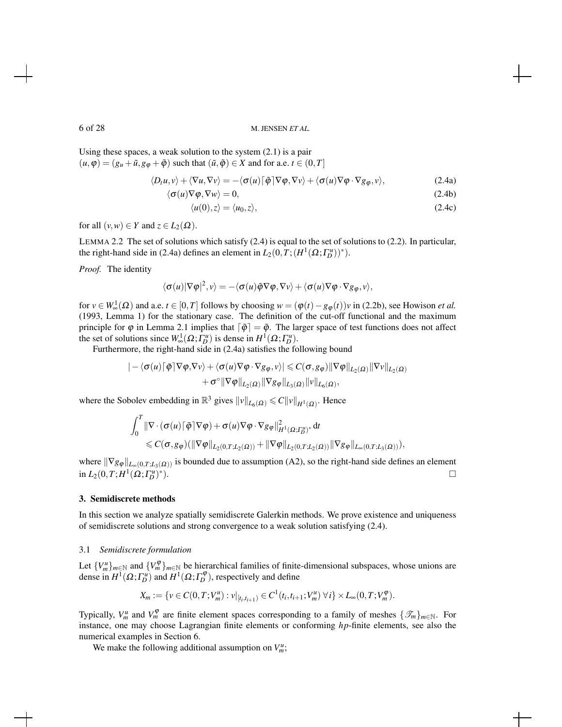Using these spaces, a weak solution to the system (2.1) is a pair $(u,\varphi) = (g_u + \tilde{u}, g_\varphi + \tilde{\varphi})$ such that $(\tilde{u},\tilde{\varphi}) \in X$ and for a.e. $t \in (0,T]$

$$
\langle D_t u, v\rangle + \langle \nabla u, \nabla v\rangle = -\langle \sigma(u)\lceil\tilde{\varphi}\rceil\nabla\varphi, \nabla v\rangle + \langle \sigma(u)\nabla\varphi\cdot\nabla g_\varphi, v\rangle, \tag{2.4a}
$$

$$
\langle \sigma(u)\nabla\varphi, \nabla w\rangle = 0, \tag{2.4b}
$$

$$
\langle u(0), z\rangle = \langle u_0, z\rangle, \tag{2.4c}
$$

for all $(v,w) \in Y$ and $z \in L_2(\Omega)$.

LEMMA 2.2 The set of solutions which satisfy (2.4) is equal to the set of solutions to (2.2). In particular, the right-hand side in (2.4a) defines an element in $L_2(0,T;(H^1(\Omega;\Gamma_D^u))^*)$.

*Proof.* The identity

$$
\langle \sigma(u)|\nabla\varphi|^2, v\rangle = -\langle \sigma(u)\tilde{\varphi}\nabla\varphi, \nabla v\rangle + \langle \sigma(u)\nabla\varphi\cdot\nabla g_\varphi, v\rangle,
$$

for $v \in W^1_\infty(\Omega)$ and a.e. $t \in [0,T]$ follows by choosing $w = (\varphi(t) - g_\varphi(t))v$ in (2.2b), see Howison *et al.* (1993, Lemma 1) for the stationary case. The definition of the cut-off functional and the maximum principle for $\varphi$ in Lemma 2.1 implies that $\lceil\tilde{\varphi}\rceil = \tilde{\varphi}$. The larger space of test functions does not affect the set of solutions since $W^1_\infty(\Omega;\Gamma_D^u)$ is dense in $H^1(\Omega;\Gamma_D^u)$.

Furthermore, the right-hand side in (2.4a) satisfies the following bound

$$
\begin{aligned}
|-\langle \sigma(u)\lceil\tilde{\varphi}\rceil\nabla\varphi, \nabla v\rangle + \langle \sigma(u)\nabla\varphi\cdot\nabla g_\varphi, v\rangle| &\leqslant C(\sigma, g_\varphi)\|\nabla\varphi\|_{L_2(\Omega)}\|\nabla v\|_{L_2(\Omega)} \\
&\quad + \sigma^\circ\|\nabla\varphi\|_{L_2(\Omega)}\|\nabla g_\varphi\|_{L_3(\Omega)}\|v\|_{L_6(\Omega)},
\end{aligned}
$$

where the Sobolev embedding in $\mathbb{R}^3$ gives $\|v\|_{L_6(\Omega)} \leqslant C\|v\|_{H^1(\Omega)}$. Hence

$$
\begin{aligned}
&\int_0^T \|\nabla\cdot(\sigma(u)\lceil\tilde{\varphi}\rceil\nabla\varphi) + \sigma(u)\nabla\varphi\cdot\nabla g_\varphi\|^2_{H^1(\Omega;\Gamma_D^u)^*}\,\mathrm{d}t \\
&\quad\leqslant C(\sigma, g_\varphi)(\|\nabla\varphi\|_{L_2(0,T;L_2(\Omega))} + \|\nabla\varphi\|_{L_2(0,T;L_2(\Omega))}\|\nabla g_\varphi\|_{L_\infty(0,T;L_3(\Omega))}),
\end{aligned}
$$

where $\|\nabla g_\varphi\|_{L_\infty(0,T;L_3(\Omega))}$ is bounded due to assumption (A2), so the right-hand side defines an element in $L_2(0,T;H^1(\Omega;\Gamma_D^u)^*)$. □

## 3. Semidiscrete methods

In this section we analyze spatially semidiscrete Galerkin methods. We prove existence and uniqueness of semidiscrete solutions and strong convergence to a weak solution satisfying (2.4).

### 3.1 *Semidiscrete formulation*

Let $\{V_m^u\}_{m\in\mathbb{N}}$ and $\{V_m^\varphi\}_{m\in\mathbb{N}}$ be hierarchical families of finite-dimensional subspaces, whose unions are dense in $H^1(\Omega;\Gamma_D^u)$ and $H^1(\Omega;\Gamma_D^\varphi)$, respectively and define

$$
X_m := \{v \in C(0,T;V_m^u) : v|_{[t_i,t_{i+1})} \in C^1(t_i,t_{i+1};V_m^u)\ \forall i\} \times L_\infty(0,T;V_m^\varphi).
$$

Typically, $V_m^u$ and $V_m^\varphi$ are finite element spaces corresponding to a family of meshes $\{\mathscr{T}_m\}_{m\in\mathbb{N}}$. For instance, one may choose Lagrangian finite elements or conforming *hp*-finite elements, see also the numerical examples in Section 6.

We make the following additional assumption on $V_m^u$;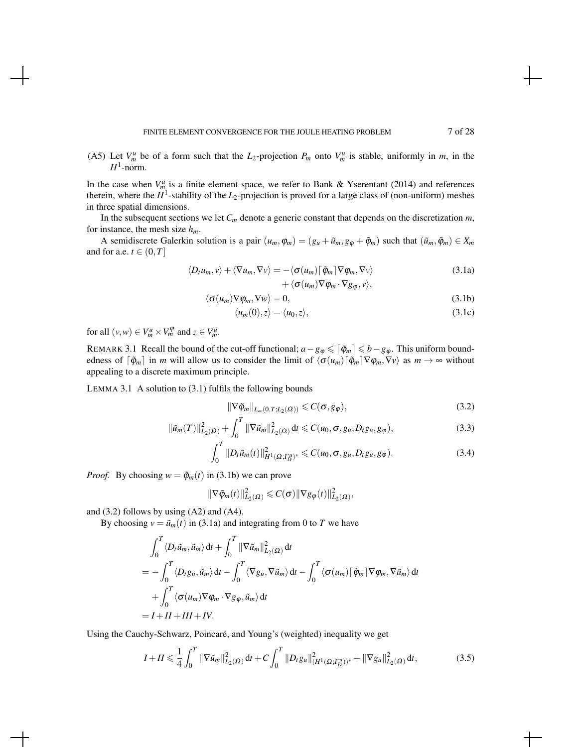(A5) Let $V_m^u$ be of a form such that the $L_2$-projection $P_m$ onto $V_m^u$ is stable, uniformly in $m$, in the $H^1$-norm.

In the case when $V_m^u$ is a finite element space, we refer to Bank & Yserentant (2014) and references therein, where the $H^1$-stability of the $L_2$-projection is proved for a large class of (non-uniform) meshes in three spatial dimensions.

In the subsequent sections we let $C_m$ denote a generic constant that depends on the discretization $m$, for instance, the mesh size $h_m$.

A semidiscrete Galerkin solution is a pair $(u_m, \varphi_m) = (g_u + \tilde{u}_m, g_\varphi + \tilde{\varphi}_m)$ such that $(\tilde{u}_m, \tilde{\varphi}_m) \in X_m$ and for a.e. $t \in (0, T]$

$$
\begin{aligned}
\langle D_t u_m, v\rangle + \langle \nabla u_m, \nabla v\rangle &= -\langle \sigma(u_m) \lceil \tilde{\varphi}_m \rceil \nabla \varphi_m, \nabla v\rangle \\
&\quad + \langle \sigma(u_m) \nabla \varphi_m \cdot \nabla g_\varphi, v\rangle, && (3.1a)\\
\langle \sigma(u_m) \nabla \varphi_m, \nabla w\rangle &= 0, && (3.1b)\\
\langle u_m(0), z\rangle &= \langle u_0, z\rangle, && (3.1c)
\end{aligned}
$$

for all $(v, w) \in V_m^u \times V_m^\varphi$ and $z \in V_m^u$.

REMARK 3.1 Recall the bound of the cut-off functional; $a - g_\varphi \leqslant \lceil \tilde{\varphi}_m \rceil \leqslant b - g_\varphi$. This uniform boundedness of $\lceil \tilde{\varphi}_m \rceil$ in $m$ will allow us to consider the limit of $\langle \sigma(u_m) \lceil \tilde{\varphi}_m \rceil \nabla \varphi_m, \nabla v\rangle$ as $m \to \infty$ without appealing to a discrete maximum principle.

LEMMA 3.1 A solution to (3.1) fulfils the following bounds

$$
\|\nabla \tilde{\varphi}_m\|_{L_\infty(0,T;L_2(\Omega))} \leqslant C(\sigma, g_\varphi), \tag{3.2}
$$

$$
\|\tilde{u}_m(T)\|_{L_2(\Omega)}^2 + \int_0^T \|\nabla \tilde{u}_m\|_{L_2(\Omega)}^2 \,\mathrm{d}t \leqslant C(u_0, \sigma, g_u, D_t g_u, g_\varphi), \tag{3.3}
$$

$$
\int_0^T \|D_t \tilde{u}_m(t)\|_{H^1(\Omega;\Gamma_D^u)^*}^2 \leqslant C(u_0, \sigma, g_u, D_t g_u, g_\varphi). \tag{3.4}
$$

*Proof.* By choosing $w = \tilde{\varphi}_m(t)$ in (3.1b) we can prove

$$
\|\nabla \tilde{\varphi}_m(t)\|_{L_2(\Omega)}^2 \leqslant C(\sigma) \|\nabla g_\varphi(t)\|_{L_2(\Omega)}^2,
$$

and (3.2) follows by using (A2) and (A4).

By choosing $v = \tilde{u}_m(t)$ in (3.1a) and integrating from 0 to $T$ we have

$$
\begin{aligned}
&\int_0^T \langle D_t \tilde{u}_m, \tilde{u}_m\rangle \,\mathrm{d}t + \int_0^T \|\nabla \tilde{u}_m\|_{L_2(\Omega)}^2 \,\mathrm{d}t \\
&= -\int_0^T \langle D_t g_u, \tilde{u}_m\rangle \,\mathrm{d}t - \int_0^T \langle \nabla g_u, \nabla \tilde{u}_m\rangle \,\mathrm{d}t - \int_0^T \langle \sigma(u_m) \lceil \tilde{\varphi}_m \rceil \nabla \varphi_m, \nabla \tilde{u}_m\rangle \,\mathrm{d}t \\
&\quad + \int_0^T \langle \sigma(u_m) \nabla \varphi_m \cdot \nabla g_\varphi, \tilde{u}_m\rangle \,\mathrm{d}t \\
&= I + II + III + IV.
\end{aligned}
$$

Using the Cauchy-Schwarz, Poincaré, and Young's (weighted) inequality we get

$$
I + II \leqslant \frac{1}{4} \int_0^T \|\nabla \tilde{u}_m\|_{L_2(\Omega)}^2 \,\mathrm{d}t + C \int_0^T \|D_t g_u\|_{(H^1(\Omega;\Gamma_D^u))^*}^2 + \|\nabla g_u\|_{L_2(\Omega)}^2 \,\mathrm{d}t, \tag{3.5}
$$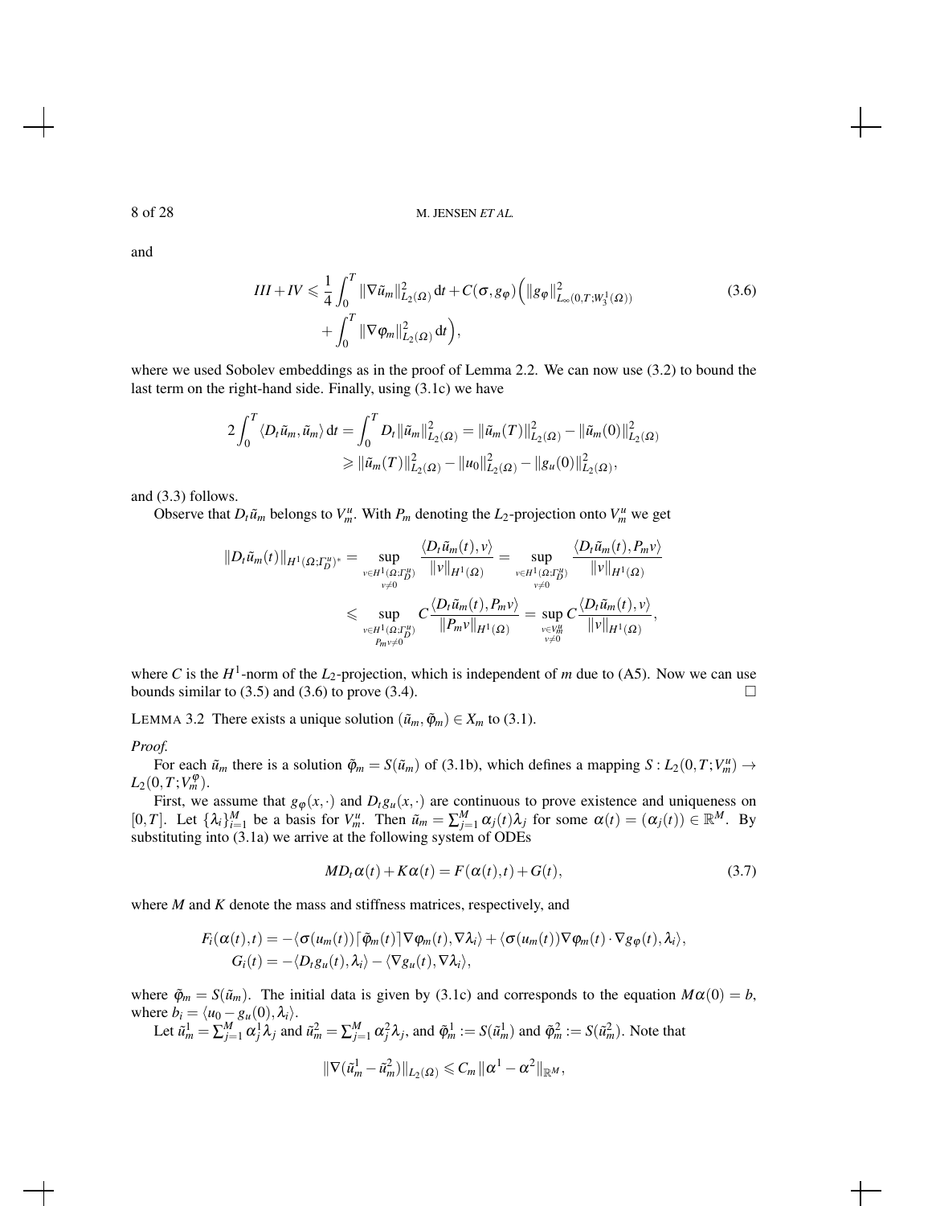and

$$
\begin{aligned}
III + IV \leqslant \frac{1}{4}\int_0^T \|\nabla \tilde{u}_m\|_{L_2(\Omega)}^2 \,\mathrm{d}t + C(\sigma, g_\varphi)\Big(\|g_\varphi\|_{L_\infty(0,T;W_3^1(\Omega))}^2 \\
+ \int_0^T \|\nabla \varphi_m\|_{L_2(\Omega)}^2 \,\mathrm{d}t\Big),
\end{aligned} \tag{3.6}
$$

where we used Sobolev embeddings as in the proof of Lemma 2.2. We can now use (3.2) to bound the last term on the right-hand side. Finally, using (3.1c) we have

$$
\begin{aligned}
2\int_0^T \langle D_t \tilde{u}_m, \tilde{u}_m\rangle \,\mathrm{d}t &= \int_0^T D_t \|\tilde{u}_m\|_{L_2(\Omega)}^2 = \|\tilde{u}_m(T)\|_{L_2(\Omega)}^2 - \|\tilde{u}_m(0)\|_{L_2(\Omega)}^2 \\
&\geqslant \|\tilde{u}_m(T)\|_{L_2(\Omega)}^2 - \|u_0\|_{L_2(\Omega)}^2 - \|g_u(0)\|_{L_2(\Omega)}^2,
\end{aligned}
$$

and (3.3) follows.

Observe that $D_t\tilde{u}_m$ belongs to $V_m^u$. With $P_m$ denoting the $L_2$-projection onto $V_m^u$ we get

$$
\begin{aligned}
\|D_t\tilde{u}_m(t)\|_{H^1(\Omega;\Gamma_D^u)^*} &= \sup_{\substack{v\in H^1(\Omega;\Gamma_D^u)\\ v\neq 0}} \frac{\langle D_t\tilde{u}_m(t), v\rangle}{\|v\|_{H^1(\Omega)}} = \sup_{\substack{v\in H^1(\Omega;\Gamma_D^u)\\ v\neq 0}} \frac{\langle D_t\tilde{u}_m(t), P_m v\rangle}{\|v\|_{H^1(\Omega)}} \\
&\leqslant \sup_{\substack{v\in H^1(\Omega;\Gamma_D^u)\\ P_m v\neq 0}} C\frac{\langle D_t\tilde{u}_m(t), P_m v\rangle}{\|P_m v\|_{H^1(\Omega)}} = \sup_{\substack{v\in V_m^u\\ v\neq 0}} C\frac{\langle D_t\tilde{u}_m(t), v\rangle}{\|v\|_{H^1(\Omega)}},
\end{aligned}
$$

where $C$ is the $H^1$-norm of the $L_2$-projection, which is independent of $m$ due to (A5). Now we can use bounds similar to (3.5) and (3.6) to prove (3.4). □

LEMMA 3.2 There exists a unique solution $(\tilde{u}_m, \tilde{\varphi}_m) \in X_m$ to (3.1).

*Proof.*

For each $\tilde{u}_m$ there is a solution $\tilde{\varphi}_m = S(\tilde{u}_m)$ of (3.1b), which defines a mapping $S : L_2(0,T;V_m^u) \to L_2(0,T;V_m^\varphi)$.

First, we assume that $g_\varphi(x,\cdot)$ and $D_t g_u(x,\cdot)$ are continuous to prove existence and uniqueness on $[0,T]$. Let $\{\lambda_i\}_{i=1}^M$ be a basis for $V_m^u$. Then $\tilde{u}_m = \sum_{j=1}^M \alpha_j(t)\lambda_j$ for some $\alpha(t) = (\alpha_j(t)) \in \mathbb{R}^M$. By substituting into (3.1a) we arrive at the following system of ODEs

$$
M D_t\alpha(t) + K\alpha(t) = F(\alpha(t),t) + G(t), \tag{3.7}
$$

where $M$ and $K$ denote the mass and stiffness matrices, respectively, and

$$
\begin{aligned}
F_i(\alpha(t),t) &= -\langle \sigma(u_m(t))\lceil\tilde{\varphi}_m(t)\rceil \nabla\varphi_m(t), \nabla\lambda_i\rangle + \langle \sigma(u_m(t))\nabla\varphi_m(t)\cdot\nabla g_\varphi(t), \lambda_i\rangle, \\
G_i(t) &= -\langle D_t g_u(t), \lambda_i\rangle - \langle \nabla g_u(t), \nabla\lambda_i\rangle,
\end{aligned}
$$

where $\tilde{\varphi}_m = S(\tilde{u}_m)$. The initial data is given by (3.1c) and corresponds to the equation $M\alpha(0) = b$, where $b_i = \langle u_0 - g_u(0), \lambda_i\rangle$.

Let $\tilde{u}_m^1 = \sum_{j=1}^M \alpha_j^1\lambda_j$ and $\tilde{u}_m^2 = \sum_{j=1}^M \alpha_j^2\lambda_j$, and $\tilde{\varphi}_m^1 := S(\tilde{u}_m^1)$ and $\tilde{\varphi}_m^2 := S(\tilde{u}_m^2)$. Note that

$$
\|\nabla(\tilde{u}_m^1 - \tilde{u}_m^2)\|_{L_2(\Omega)} \leqslant C_m\|\alpha^1 - \alpha^2\|_{\mathbb{R}^M},
$$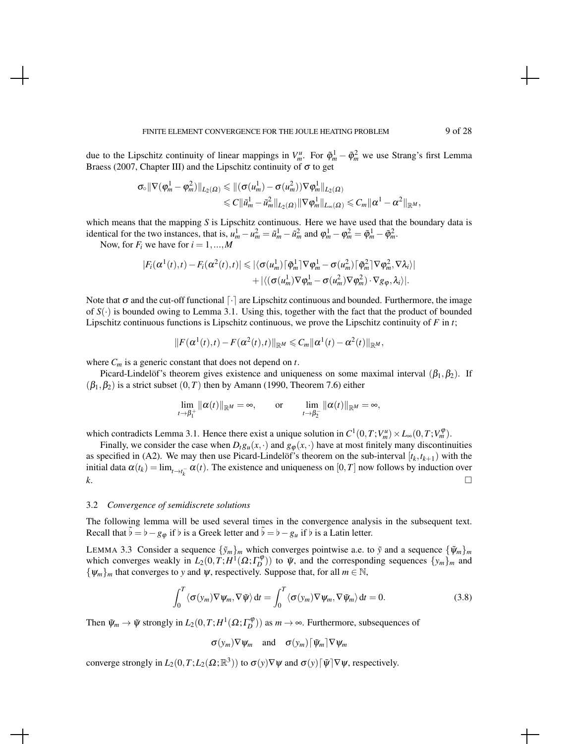due to the Lipschitz continuity of linear mappings in $V_m^u$. For $\tilde{\varphi}_m^1 - \tilde{\varphi}_m^2$ we use Strang's first Lemma Braess (2007, Chapter III) and the Lipschitz continuity of $\sigma$ to get

$$
\begin{aligned}
\sigma_\circ \|\nabla(\varphi_m^1 - \varphi_m^2)\|_{L_2(\Omega)} &\leqslant \|(\sigma(u_m^1) - \sigma(u_m^2))\nabla\varphi_m^1\|_{L_2(\Omega)} \\
&\leqslant C\|\tilde{u}_m^1 - \tilde{u}_m^2\|_{L_2(\Omega)} \|\nabla\varphi_m^1\|_{L_\infty(\Omega)} \leqslant C_m \|\alpha^1 - \alpha^2\|_{\mathbb{R}^M},
\end{aligned}
$$

which means that the mapping $S$ is Lipschitz continuous. Here we have used that the boundary data is identical for the two instances, that is, $u_m^1 - u_m^2 = \tilde{u}_m^1 - \tilde{u}_m^2$ and $\varphi_m^1 - \varphi_m^2 = \tilde{\varphi}_m^1 - \tilde{\varphi}_m^2$.

Now, for $F_i$ we have for $i = 1, \dots, M$

$$
\begin{aligned}
|F_i(\alpha^1(t), t) - F_i(\alpha^2(t), t)| \leqslant\; &|\langle \sigma(u_m^1)\lceil\tilde{\varphi}_m^1\rceil\nabla\varphi_m^1 - \sigma(u_m^2)\lceil\tilde{\varphi}_m^2\rceil\nabla\varphi_m^2, \nabla\lambda_i\rangle| \\
&+ |\langle(\sigma(u_m^1)\nabla\varphi_m^1 - \sigma(u_m^2)\nabla\varphi_m^2)\cdot\nabla g_\varphi, \lambda_i\rangle|.
\end{aligned}
$$

Note that $\sigma$ and the cut-off functional $\lceil\cdot\rceil$ are Lipschitz continuous and bounded. Furthermore, the image of $S(\cdot)$ is bounded owing to Lemma 3.1. Using this, together with the fact that the product of bounded Lipschitz continuous functions is Lipschitz continuous, we prove the Lipschitz continuity of $F$ in $t$;

$$
\|F(\alpha^1(t), t) - F(\alpha^2(t), t)\|_{\mathbb{R}^M} \leqslant C_m \|\alpha^1(t) - \alpha^2(t)\|_{\mathbb{R}^M},
$$

where $C_m$ is a generic constant that does not depend on $t$.

Picard-Lindelöf's theorem gives existence and uniqueness on some maximal interval $(\beta_1, \beta_2)$. If $(\beta_1, \beta_2)$ is a strict subset $(0, T)$ then by Amann (1990, Theorem 7.6) either

$$
\lim_{t\to\beta_1^+} \|\alpha(t)\|_{\mathbb{R}^M} = \infty, \qquad \text{or} \qquad \lim_{t\to\beta_2^-} \|\alpha(t)\|_{\mathbb{R}^M} = \infty,
$$

which contradicts Lemma 3.1. Hence there exist a unique solution in $C^1(0, T; V_m^u) \times L_\infty(0, T; V_m^\varphi)$.

Finally, we consider the case when $D_t g_u(x, \cdot)$ and $g_\varphi(x, \cdot)$ have at most finitely many discontinuities as specified in (A2). We may then use Picard-Lindelöf's theorem on the sub-interval $[t_k, t_{k+1})$ with the initial data $\alpha(t_k) = \lim_{t\to t_k^-} \alpha(t)$. The existence and uniqueness on $[0, T]$ now follows by induction over $k$. $\square$

### 3.2 *Convergence of semidiscrete solutions*

The following lemma will be used several times in the convergence analysis in the subsequent text. Recall that $\tilde{\flat} = \flat - g_\varphi$ if $\flat$ is a Greek letter and $\tilde{\flat} = \flat - g_u$ if $\flat$ is a Latin letter.

LEMMA 3.3 Consider a sequence $\{\tilde{y}_m\}_m$ which converges pointwise a.e. to $\tilde{y}$ and a sequence $\{\tilde{\psi}_m\}_m$ which converges weakly in $L_2(0, T; H^1(\Omega; \Gamma_D^\varphi))$ to $\tilde{\psi}$, and the corresponding sequences $\{y_m\}_m$ and $\{\psi_m\}_m$ that converges to $y$ and $\psi$, respectively. Suppose that, for all $m \in \mathbb{N}$,

$$
\int_0^T \langle \sigma(y_m)\nabla\psi_m, \nabla\tilde{\psi}\rangle \,\mathrm{d}t = \int_0^T \langle \sigma(y_m)\nabla\psi_m, \nabla\tilde{\psi}_m\rangle \,\mathrm{d}t = 0. \tag{3.8}
$$

Then $\tilde{\psi}_m \to \tilde{\psi}$ strongly in $L_2(0, T; H^1(\Omega; \Gamma_D^\varphi))$ as $m \to \infty$. Furthermore, subsequences of

$$
\sigma(y_m)\nabla\psi_m \quad \text{and} \quad \sigma(y_m)\lceil\tilde{\psi}_m\rceil\nabla\psi_m
$$

converge strongly in $L_2(0, T; L_2(\Omega; \mathbb{R}^3))$ to $\sigma(y)\nabla\psi$ and $\sigma(y)\lceil\tilde{\psi}\rceil\nabla\psi$, respectively.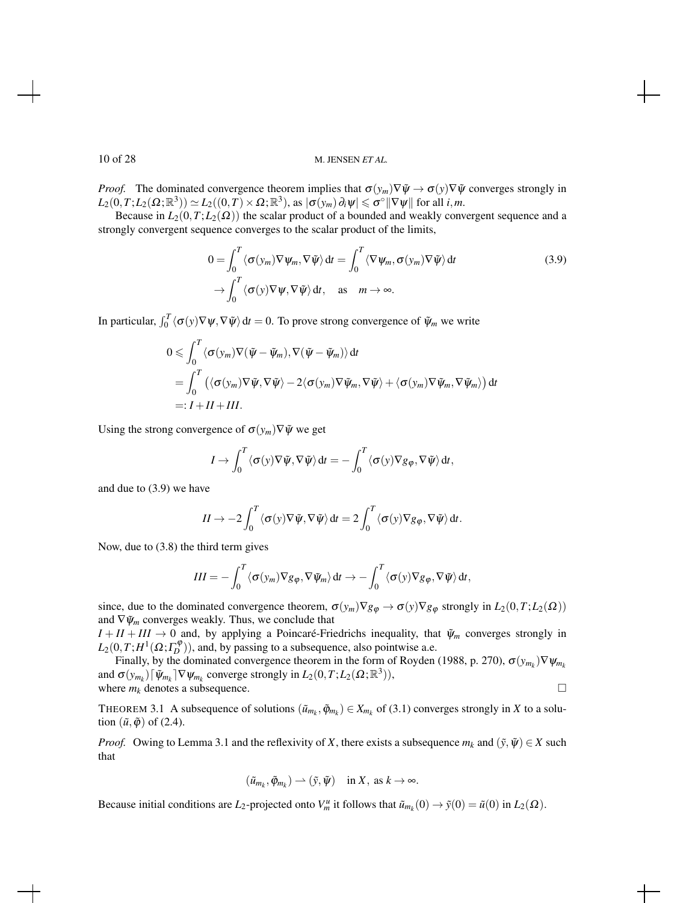*Proof.* The dominated convergence theorem implies that $\sigma(y_m)\nabla\tilde{\psi} \to \sigma(y)\nabla\tilde{\psi}$ converges strongly in $L_2(0,T;L_2(\Omega;\mathbb{R}^3)) \simeq L_2((0,T)\times\Omega;\mathbb{R}^3)$, as $|\sigma(y_m)\,\partial_i\psi| \leqslant \sigma^\circ\|\nabla\psi\|$ for all $i,m$.

Because in $L_2(0,T;L_2(\Omega))$ the scalar product of a bounded and weakly convergent sequence and a strongly convergent sequence converges to the scalar product of the limits,

$$
\begin{aligned}
0 = \int_0^T \langle\sigma(y_m)\nabla\psi_m, \nabla\tilde{\psi}\rangle\,\mathrm{d}t &= \int_0^T \langle\nabla\psi_m, \sigma(y_m)\nabla\tilde{\psi}\rangle\,\mathrm{d}t \\
&\to \int_0^T \langle\sigma(y)\nabla\psi, \nabla\tilde{\psi}\rangle\,\mathrm{d}t, \quad \text{as} \quad m\to\infty.
\end{aligned}
\tag{3.9}
$$

In particular, $\int_0^T \langle\sigma(y)\nabla\psi, \nabla\tilde{\psi}\rangle\,\mathrm{d}t = 0$. To prove strong convergence of $\tilde{\psi}_m$ we write

$$
\begin{aligned}
0 &\leqslant \int_0^T \langle\sigma(y_m)\nabla(\tilde{\psi}-\tilde{\psi}_m), \nabla(\tilde{\psi}-\tilde{\psi}_m)\rangle\,\mathrm{d}t \\
&= \int_0^T \big(\langle\sigma(y_m)\nabla\tilde{\psi}, \nabla\tilde{\psi}\rangle - 2\langle\sigma(y_m)\nabla\tilde{\psi}_m, \nabla\tilde{\psi}\rangle + \langle\sigma(y_m)\nabla\tilde{\psi}_m, \nabla\tilde{\psi}_m\rangle\big)\,\mathrm{d}t \\
&=: I + II + III.
\end{aligned}
$$

Using the strong convergence of $\sigma(y_m)\nabla\tilde{\psi}$ we get

$$
I \to \int_0^T \langle\sigma(y)\nabla\tilde{\psi}, \nabla\tilde{\psi}\rangle\,\mathrm{d}t = -\int_0^T \langle\sigma(y)\nabla g_\varphi, \nabla\tilde{\psi}\rangle\,\mathrm{d}t,
$$

and due to (3.9) we have

$$
II \to -2\int_0^T \langle\sigma(y)\nabla\tilde{\psi}, \nabla\tilde{\psi}\rangle\,\mathrm{d}t = 2\int_0^T \langle\sigma(y)\nabla g_\varphi, \nabla\tilde{\psi}\rangle\,\mathrm{d}t.
$$

Now, due to (3.8) the third term gives

$$
III = -\int_0^T \langle\sigma(y_m)\nabla g_\varphi, \nabla\tilde{\psi}_m\rangle\,\mathrm{d}t \to -\int_0^T \langle\sigma(y)\nabla g_\varphi, \nabla\tilde{\psi}\rangle\,\mathrm{d}t,
$$

since, due to the dominated convergence theorem, $\sigma(y_m)\nabla g_\varphi \to \sigma(y)\nabla g_\varphi$ strongly in $L_2(0,T;L_2(\Omega))$ and $\nabla\tilde{\psi}_m$ converges weakly. Thus, we conclude that
$I + II + III \to 0$ and, by applying a Poincaré-Friedrichs inequality, that $\tilde{\psi}_m$ converges strongly in $L_2(0,T;H^1(\Omega;\Gamma_D^\varphi))$, and, by passing to a subsequence, also pointwise a.e.

Finally, by the dominated convergence theorem in the form of Royden (1988, p. 270), $\sigma(y_{m_k})\nabla\psi_{m_k}$ and $\sigma(y_{m_k})\lceil\tilde{\psi}_{m_k}\rceil\nabla\psi_{m_k}$ converge strongly in $L_2(0,T;L_2(\Omega;\mathbb{R}^3))$,
where $m_k$ denotes a subsequence. $\square$

THEOREM 3.1 A subsequence of solutions $(\tilde{u}_{m_k}, \tilde{\varphi}_{m_k}) \in X_{m_k}$ of (3.1) converges strongly in $X$ to a solution $(\tilde{u}, \tilde{\varphi})$ of (2.4).

*Proof.* Owing to Lemma 3.1 and the reflexivity of $X$, there exists a subsequence $m_k$ and $(\tilde{y}, \tilde{\psi}) \in X$ such that

$$
(\tilde{u}_{m_k}, \tilde{\varphi}_{m_k}) \rightharpoonup (\tilde{y}, \tilde{\psi}) \quad \text{in } X, \text{ as } k\to\infty.
$$

Because initial conditions are $L_2$-projected onto $V_m^u$ it follows that $\tilde{u}_{m_k}(0) \to \tilde{y}(0) = \tilde{u}(0)$ in $L_2(\Omega)$.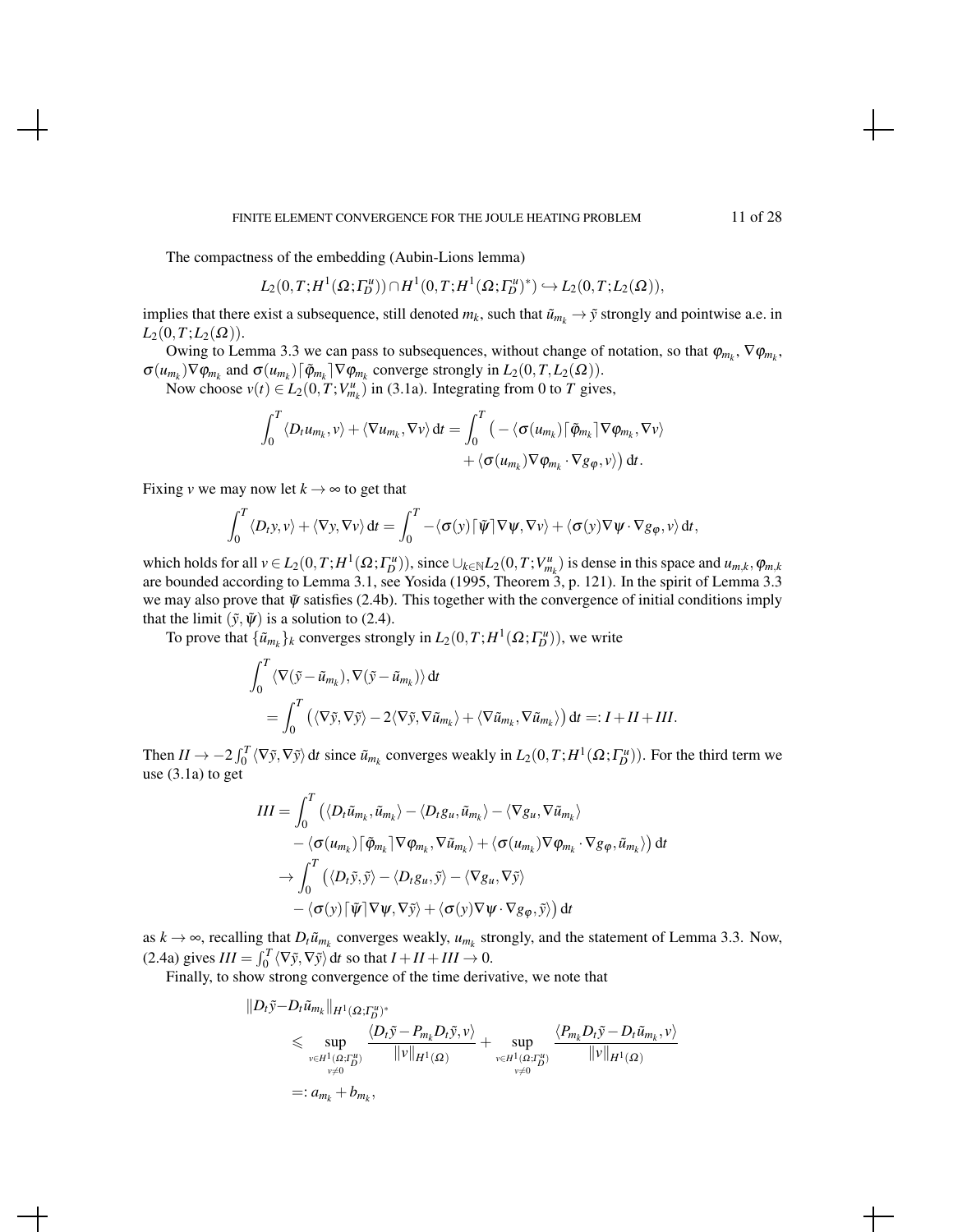The compactness of the embedding (Aubin-Lions lemma)

$$L_2(0,T;H^1(\Omega;\Gamma_D^u)) \cap H^1(0,T;H^1(\Omega;\Gamma_D^u)^*) \hookrightarrow L_2(0,T;L_2(\Omega)),$$

implies that there exist a subsequence, still denoted $m_k$, such that $\tilde{u}_{m_k} \to \tilde{y}$ strongly and pointwise a.e. in $L_2(0,T;L_2(\Omega))$.

Owing to Lemma 3.3 we can pass to subsequences, without change of notation, so that $\varphi_{m_k}$, $\nabla\varphi_{m_k}$, $\sigma(u_{m_k})\nabla\varphi_{m_k}$ and $\sigma(u_{m_k})\lceil\tilde{\varphi}_{m_k}\rceil\nabla\varphi_{m_k}$ converge strongly in $L_2(0,T,L_2(\Omega))$.

Now choose $v(t) \in L_2(0,T;V^u_{m_k})$ in (3.1a). Integrating from 0 to $T$ gives,

$$\int_0^T \langle D_t u_{m_k}, v\rangle + \langle \nabla u_{m_k}, \nabla v\rangle \, \mathrm{d}t = \int_0^T \big( -\langle \sigma(u_{m_k})\lceil\tilde{\varphi}_{m_k}\rceil\nabla\varphi_{m_k}, \nabla v\rangle + \langle \sigma(u_{m_k})\nabla\varphi_{m_k}\cdot\nabla g_\varphi, v\rangle\big)\, \mathrm{d}t.$$

Fixing $v$ we may now let $k \to \infty$ to get that

$$\int_0^T \langle D_t y, v\rangle + \langle \nabla y, \nabla v\rangle \, \mathrm{d}t = \int_0^T -\langle \sigma(y)\lceil\tilde{\psi}\rceil\nabla\psi, \nabla v\rangle + \langle \sigma(y)\nabla\psi\cdot\nabla g_\varphi, v\rangle \, \mathrm{d}t,$$

which holds for all $v \in L_2(0,T;H^1(\Omega;\Gamma_D^u))$, since $\cup_{k\in\mathbb{N}} L_2(0,T;V^u_{m_k})$ is dense in this space and $u_{m,k}, \varphi_{m,k}$ are bounded according to Lemma 3.1, see Yosida (1995, Theorem 3, p. 121). In the spirit of Lemma 3.3 we may also prove that $\tilde{\psi}$ satisfies (2.4b). This together with the convergence of initial conditions imply that the limit $(\tilde{y},\tilde{\psi})$ is a solution to (2.4).

To prove that $\{\tilde{u}_{m_k}\}_k$ converges strongly in $L_2(0,T;H^1(\Omega;\Gamma_D^u))$, we write

$$\begin{aligned}
&\int_0^T \langle \nabla(\tilde{y}-\tilde{u}_{m_k}), \nabla(\tilde{y}-\tilde{u}_{m_k})\rangle \, \mathrm{d}t \\
&\quad = \int_0^T \big( \langle \nabla\tilde{y}, \nabla\tilde{y}\rangle - 2\langle \nabla\tilde{y}, \nabla\tilde{u}_{m_k}\rangle + \langle \nabla\tilde{u}_{m_k}, \nabla\tilde{u}_{m_k}\rangle \big)\, \mathrm{d}t =: I + II + III.
\end{aligned}$$

Then $II \to -2\int_0^T \langle \nabla\tilde{y}, \nabla\tilde{y}\rangle \, \mathrm{d}t$ since $\tilde{u}_{m_k}$ converges weakly in $L_2(0,T;H^1(\Omega;\Gamma_D^u))$. For the third term we use (3.1a) to get

$$\begin{aligned}
III = &\int_0^T \big( \langle D_t\tilde{u}_{m_k}, \tilde{u}_{m_k}\rangle - \langle D_t g_u, \tilde{u}_{m_k}\rangle - \langle \nabla g_u, \nabla\tilde{u}_{m_k}\rangle \\
&\quad - \langle \sigma(u_{m_k})\lceil\tilde{\varphi}_{m_k}\rceil\nabla\varphi_{m_k}, \nabla\tilde{u}_{m_k}\rangle + \langle \sigma(u_{m_k})\nabla\varphi_{m_k}\cdot\nabla g_\varphi, \tilde{u}_{m_k}\rangle\big)\, \mathrm{d}t \\
\to &\int_0^T \big( \langle D_t\tilde{y}, \tilde{y}\rangle - \langle D_t g_u, \tilde{y}\rangle - \langle \nabla g_u, \nabla\tilde{y}\rangle \\
&\quad - \langle \sigma(y)\lceil\tilde{\psi}\rceil\nabla\psi, \nabla\tilde{y}\rangle + \langle \sigma(y)\nabla\psi\cdot\nabla g_\varphi, \tilde{y}\rangle\big)\, \mathrm{d}t
\end{aligned}$$

as $k \to \infty$, recalling that $D_t\tilde{u}_{m_k}$ converges weakly, $u_{m_k}$ strongly, and the statement of Lemma 3.3. Now, (2.4a) gives $III = \int_0^T \langle \nabla\tilde{y}, \nabla\tilde{y}\rangle \, \mathrm{d}t$ so that $I + II + III \to 0$.

Finally, to show strong convergence of the time derivative, we note that

$$\begin{aligned}
&\|D_t\tilde{y} - D_t\tilde{u}_{m_k}\|_{H^1(\Omega;\Gamma_D^u)^*} \\
&\quad \leqslant \sup_{\substack{v\in H^1(\Omega;\Gamma_D^u)\\ v\neq 0}} \frac{\langle D_t\tilde{y} - P_{m_k}D_t\tilde{y}, v\rangle}{\|v\|_{H^1(\Omega)}} + \sup_{\substack{v\in H^1(\Omega;\Gamma_D^u)\\ v\neq 0}} \frac{\langle P_{m_k}D_t\tilde{y} - D_t\tilde{u}_{m_k}, v\rangle}{\|v\|_{H^1(\Omega)}} \\
&\quad =: a_{m_k} + b_{m_k},
\end{aligned}$$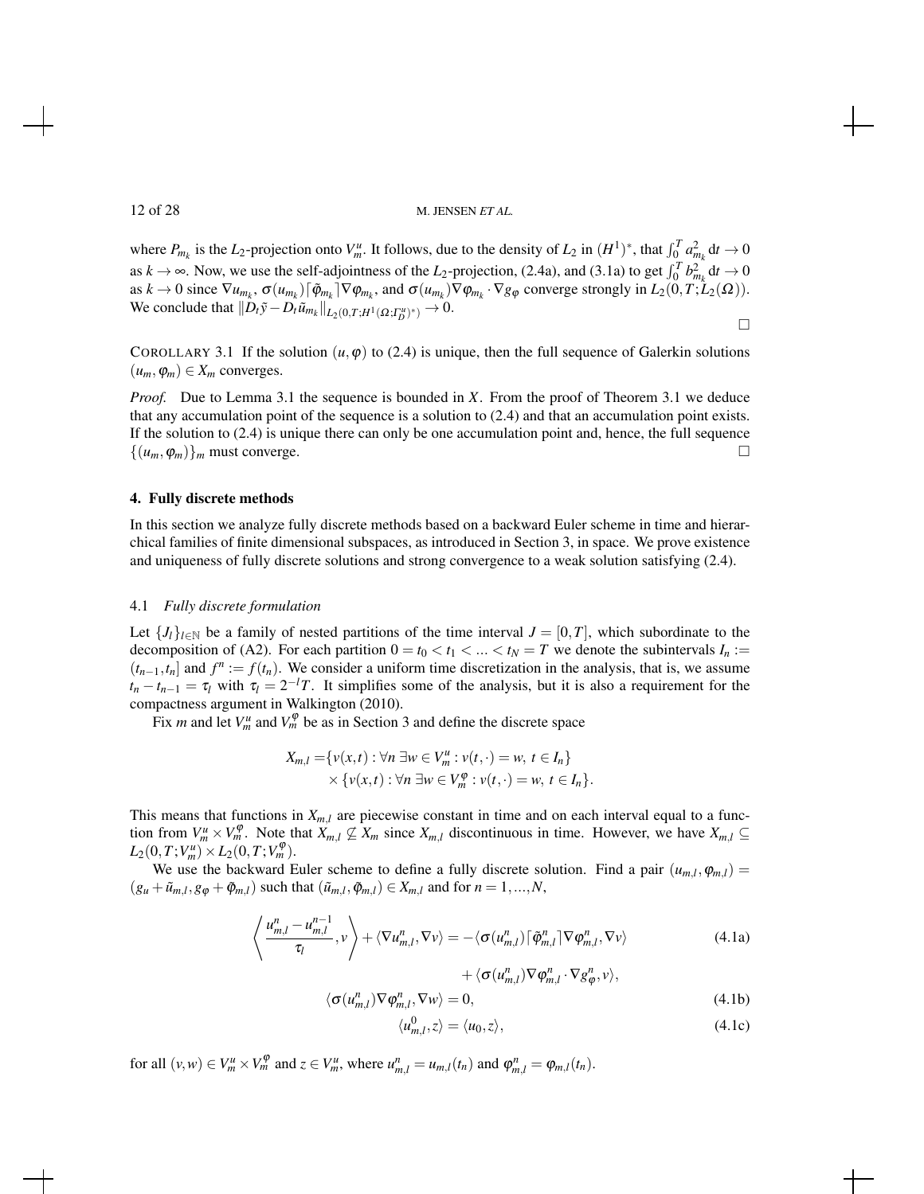where $P_{m_k}$ is the $L_2$-projection onto $V_m^u$. It follows, due to the density of $L_2$ in $(H^1)^*$, that $\int_0^T a_{m_k}^2 \, dt \to 0$ as $k \to \infty$. Now, we use the self-adjointness of the $L_2$-projection, (2.4a), and (3.1a) to get $\int_0^T b_{m_k}^2 \, dt \to 0$ as $k \to 0$ since $\nabla u_{m_k}$, $\sigma(u_{m_k})\lceil \tilde{\varphi}_{m_k} \rceil \nabla \varphi_{m_k}$, and $\sigma(u_{m_k})\nabla \varphi_{m_k} \cdot \nabla g_\varphi$ converge strongly in $L_2(0,T;L_2(\Omega))$. We conclude that $\|D_t \tilde{y} - D_t \tilde{u}_{m_k}\|_{L_2(0,T;H^1(\Omega;\Gamma_D^u)^*)} \to 0$.

□

COROLLARY 3.1 If the solution $(u, \varphi)$ to (2.4) is unique, then the full sequence of Galerkin solutions $(u_m, \varphi_m) \in X_m$ converges.

*Proof.* Due to Lemma 3.1 the sequence is bounded in $X$. From the proof of Theorem 3.1 we deduce that any accumulation point of the sequence is a solution to (2.4) and that an accumulation point exists. If the solution to (2.4) is unique there can only be one accumulation point and, hence, the full sequence $\{(u_m, \varphi_m)\}_m$ must converge. □

## 4. Fully discrete methods

In this section we analyze fully discrete methods based on a backward Euler scheme in time and hierarchical families of finite dimensional subspaces, as introduced in Section 3, in space. We prove existence and uniqueness of fully discrete solutions and strong convergence to a weak solution satisfying (2.4).

### 4.1 *Fully discrete formulation*

Let $\{J_l\}_{l \in \mathbb{N}}$ be a family of nested partitions of the time interval $J = [0, T]$, which subordinate to the decomposition of (A2). For each partition $0 = t_0 < t_1 < \ldots < t_N = T$ we denote the subintervals $I_n := (t_{n-1}, t_n]$ and $f^n := f(t_n)$. We consider a uniform time discretization in the analysis, that is, we assume $t_n - t_{n-1} = \tau_l$ with $\tau_l = 2^{-l}T$. It simplifies some of the analysis, but it is also a requirement for the compactness argument in Walkington (2010).

Fix $m$ and let $V_m^u$ and $V_m^\varphi$ be as in Section 3 and define the discrete space

$$
\begin{aligned}
X_{m,l} = &\{v(x,t) : \forall n \; \exists w \in V_m^u : v(t, \cdot) = w, \; t \in I_n\} \\
&\times \{v(x,t) : \forall n \; \exists w \in V_m^\varphi : v(t, \cdot) = w, \; t \in I_n\}.
\end{aligned}
$$

This means that functions in $X_{m,l}$ are piecewise constant in time and on each interval equal to a function from $V_m^u \times V_m^\varphi$. Note that $X_{m,l} \not\subseteq X_m$ since $X_{m,l}$ discontinuous in time. However, we have $X_{m,l} \subseteq L_2(0,T;V_m^u) \times L_2(0,T;V_m^\varphi)$.

We use the backward Euler scheme to define a fully discrete solution. Find a pair $(u_{m,l}, \varphi_{m,l}) = (g_u + \tilde{u}_{m,l}, g_\varphi + \tilde{\varphi}_{m,l})$ such that $(\tilde{u}_{m,l}, \tilde{\varphi}_{m,l}) \in X_{m,l}$ and for $n = 1, \ldots, N$,

$$
\begin{aligned}
\left\langle \frac{u_{m,l}^n - u_{m,l}^{n-1}}{\tau_l}, v \right\rangle + \langle \nabla u_{m,l}^n, \nabla v \rangle = &-\langle \sigma(u_{m,l}^n) \lceil \tilde{\varphi}_{m,l}^n \rceil \nabla \varphi_{m,l}^n, \nabla v \rangle \qquad (4.1a)\\
&+ \langle \sigma(u_{m,l}^n) \nabla \varphi_{m,l}^n \cdot \nabla g_\varphi^n, v \rangle,
\end{aligned}
$$

$$
\langle \sigma(u_{m,l}^n) \nabla \varphi_{m,l}^n, \nabla w \rangle = 0, \qquad (4.1b)
$$

$$
\langle u_{m,l}^0, z \rangle = \langle u_0, z \rangle, \qquad (4.1c)
$$

for all $(v, w) \in V_m^u \times V_m^\varphi$ and $z \in V_m^u$, where $u_{m,l}^n = u_{m,l}(t_n)$ and $\varphi_{m,l}^n = \varphi_{m,l}(t_n)$.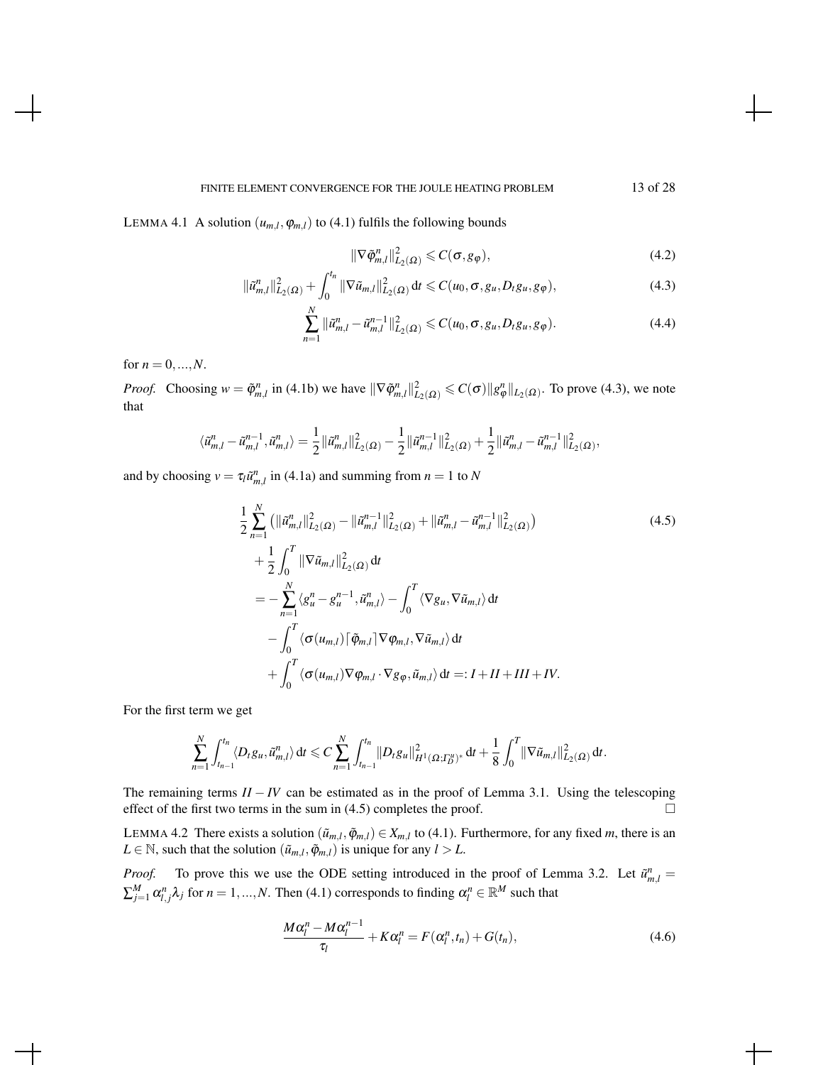LEMMA 4.1 A solution $(u_{m,l}, \varphi_{m,l})$ to (4.1) fulfils the following bounds

$$\|\nabla \tilde{\varphi}^n_{m,l}\|^2_{L_2(\Omega)} \leqslant C(\sigma, g_\varphi), \tag{4.2}$$

$$\|\tilde{u}^n_{m,l}\|^2_{L_2(\Omega)} + \int_0^{t_n} \|\nabla \tilde{u}_{m,l}\|^2_{L_2(\Omega)}\,\mathrm{d}t \leqslant C(u_0, \sigma, g_u, D_t g_u, g_\varphi), \tag{4.3}$$

$$\sum_{n=1}^{N} \|\tilde{u}^n_{m,l} - \tilde{u}^{n-1}_{m,l}\|^2_{L_2(\Omega)} \leqslant C(u_0, \sigma, g_u, D_t g_u, g_\varphi). \tag{4.4}$$

for $n = 0, ..., N$.

*Proof.* Choosing $w = \tilde{\varphi}^n_{m,l}$ in (4.1b) we have $\|\nabla \tilde{\varphi}^n_{m,l}\|^2_{L_2(\Omega)} \leqslant C(\sigma)\|g^n_\varphi\|_{L_2(\Omega)}$. To prove (4.3), we note that

$$\langle \tilde{u}^n_{m,l} - \tilde{u}^{n-1}_{m,l}, \tilde{u}^n_{m,l}\rangle = \frac{1}{2}\|\tilde{u}^n_{m,l}\|^2_{L_2(\Omega)} - \frac{1}{2}\|\tilde{u}^{n-1}_{m,l}\|^2_{L_2(\Omega)} + \frac{1}{2}\|\tilde{u}^n_{m,l} - \tilde{u}^{n-1}_{m,l}\|^2_{L_2(\Omega)},$$

and by choosing $v = \tau_l \tilde{u}^n_{m,l}$ in (4.1a) and summing from $n = 1$ to $N$

$$\begin{aligned}
&\frac{1}{2}\sum_{n=1}^{N} \left(\|\tilde{u}^n_{m,l}\|^2_{L_2(\Omega)} - \|\tilde{u}^{n-1}_{m,l}\|^2_{L_2(\Omega)} + \|\tilde{u}^n_{m,l} - \tilde{u}^{n-1}_{m,l}\|^2_{L_2(\Omega)}\right) \\
&\quad + \frac{1}{2}\int_0^T \|\nabla \tilde{u}_{m,l}\|^2_{L_2(\Omega)}\,\mathrm{d}t \\
&\quad = -\sum_{n=1}^{N} \langle g^n_u - g^{n-1}_u, \tilde{u}^n_{m,l}\rangle - \int_0^T \langle \nabla g_u, \nabla \tilde{u}_{m,l}\rangle\,\mathrm{d}t \\
&\quad\quad - \int_0^T \langle \sigma(u_{m,l})\lceil \tilde{\varphi}_{m,l}\rceil \nabla \varphi_{m,l}, \nabla \tilde{u}_{m,l}\rangle\,\mathrm{d}t \\
&\quad\quad + \int_0^T \langle \sigma(u_{m,l})\nabla \varphi_{m,l} \cdot \nabla g_\varphi, \tilde{u}_{m,l}\rangle\,\mathrm{d}t =: I + II + III + IV.
\end{aligned} \tag{4.5}$$

For the first term we get

$$\sum_{n=1}^{N}\int_{t_{n-1}}^{t_n} \langle D_t g_u, \tilde{u}^n_{m,l}\rangle\,\mathrm{d}t \leqslant C\sum_{n=1}^{N}\int_{t_{n-1}}^{t_n} \|D_t g_u\|^2_{H^1(\Omega;\Gamma^u_D)^*}\,\mathrm{d}t + \frac{1}{8}\int_0^T \|\nabla \tilde{u}_{m,l}\|^2_{L_2(\Omega)}\,\mathrm{d}t.$$

The remaining terms $II - IV$ can be estimated as in the proof of Lemma 3.1. Using the telescoping effect of the first two terms in the sum in (4.5) completes the proof. $\square$

LEMMA 4.2 There exists a solution $(\tilde{u}_{m,l}, \tilde{\varphi}_{m,l}) \in X_{m,l}$ to (4.1). Furthermore, for any fixed $m$, there is an $L \in \mathbb{N}$, such that the solution $(\tilde{u}_{m,l}, \tilde{\varphi}_{m,l})$ is unique for any $l > L$.

*Proof.* To prove this we use the ODE setting introduced in the proof of Lemma 3.2. Let $\tilde{u}^n_{m,l} = \sum_{j=1}^{M} \alpha^n_{l,j}\lambda_j$ for $n = 1, ..., N$. Then (4.1) corresponds to finding $\alpha^n_l \in \mathbb{R}^M$ such that

$$\frac{M\alpha^n_l - M\alpha^{n-1}_l}{\tau_l} + K\alpha^n_l = F(\alpha^n_l, t_n) + G(t_n), \tag{4.6}$$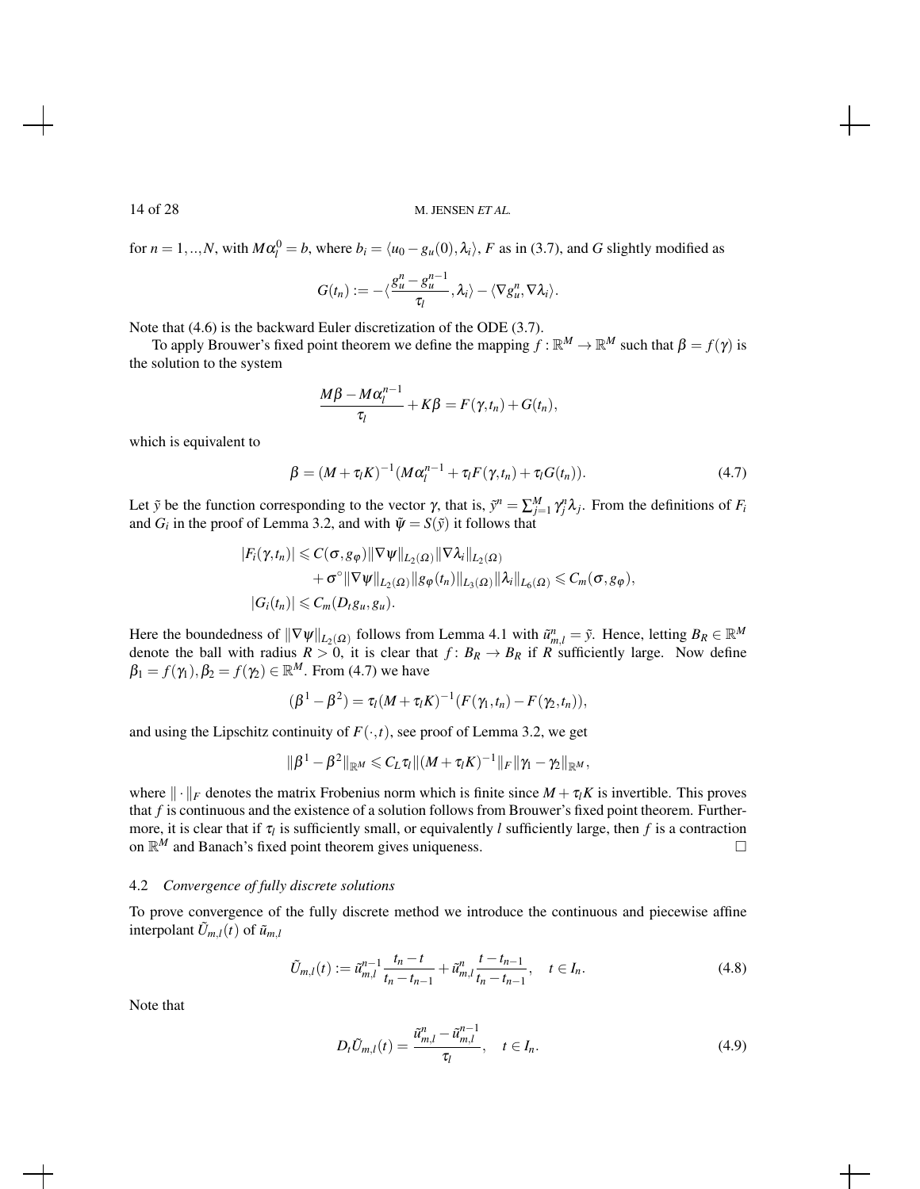for $n = 1,..,N$, with $M\alpha_l^0 = b$, where $b_i = \langle u_0 - g_u(0), \lambda_i\rangle$, $F$ as in (3.7), and $G$ slightly modified as

$$G(t_n) := -\langle \frac{g_u^n - g_u^{n-1}}{\tau_l}, \lambda_i\rangle - \langle \nabla g_u^n, \nabla \lambda_i\rangle.$$

Note that (4.6) is the backward Euler discretization of the ODE (3.7).

To apply Brouwer's fixed point theorem we define the mapping $f: \mathbb{R}^M \to \mathbb{R}^M$ such that $\beta = f(\gamma)$ is the solution to the system

$$\frac{M\beta - M\alpha_l^{n-1}}{\tau_l} + K\beta = F(\gamma, t_n) + G(t_n),$$

which is equivalent to

$$\beta = (M + \tau_l K)^{-1}(M\alpha_l^{n-1} + \tau_l F(\gamma, t_n) + \tau_l G(t_n)). \tag{4.7}$$

Let $\tilde{y}$ be the function corresponding to the vector $\gamma$, that is, $\tilde{y}^n = \sum_{j=1}^M \gamma_j^n \lambda_j$. From the definitions of $F_i$ and $G_i$ in the proof of Lemma 3.2, and with $\tilde{\psi} = S(\tilde{y})$ it follows that

$$\begin{aligned}
|F_i(\gamma, t_n)| &\leqslant C(\sigma, g_\varphi)\|\nabla \psi\|_{L_2(\Omega)}\|\nabla \lambda_i\|_{L_2(\Omega)} \\
&\quad + \sigma^\circ \|\nabla \psi\|_{L_2(\Omega)}\|g_\varphi(t_n)\|_{L_3(\Omega)}\|\lambda_i\|_{L_6(\Omega)} \leqslant C_m(\sigma, g_\varphi), \\
|G_i(t_n)| &\leqslant C_m(D_t g_u, g_u).
\end{aligned}$$

Here the boundedness of $\|\nabla \psi\|_{L_2(\Omega)}$ follows from Lemma 4.1 with $\tilde{u}_{m,l}^n = \tilde{y}$. Hence, letting $B_R \in \mathbb{R}^M$ denote the ball with radius $R > 0$, it is clear that $f: B_R \to B_R$ if $R$ sufficiently large. Now define $\beta_1 = f(\gamma_1), \beta_2 = f(\gamma_2) \in \mathbb{R}^M$. From (4.7) we have

$$(\beta^1 - \beta^2) = \tau_l (M + \tau_l K)^{-1}(F(\gamma_1, t_n) - F(\gamma_2, t_n)),$$

and using the Lipschitz continuity of $F(\cdot, t)$, see proof of Lemma 3.2, we get

$$\|\beta^1 - \beta^2\|_{\mathbb{R}^M} \leqslant C_L \tau_l \|(M + \tau_l K)^{-1}\|_F \|\gamma_1 - \gamma_2\|_{\mathbb{R}^M},$$

where $\|\cdot\|_F$ denotes the matrix Frobenius norm which is finite since $M + \tau_l K$ is invertible. This proves that $f$ is continuous and the existence of a solution follows from Brouwer's fixed point theorem. Furthermore, it is clear that if $\tau_l$ is sufficiently small, or equivalently $l$ sufficiently large, then $f$ is a contraction on $\mathbb{R}^M$ and Banach's fixed point theorem gives uniqueness. □

### 4.2 *Convergence of fully discrete solutions*

To prove convergence of the fully discrete method we introduce the continuous and piecewise affine interpolant $\tilde{U}_{m,l}(t)$ of $\tilde{u}_{m,l}$

$$\tilde{U}_{m,l}(t) := \tilde{u}_{m,l}^{n-1}\frac{t_n - t}{t_n - t_{n-1}} + \tilde{u}_{m,l}^n \frac{t - t_{n-1}}{t_n - t_{n-1}}, \quad t \in I_n. \tag{4.8}$$

Note that

$$D_t \tilde{U}_{m,l}(t) = \frac{\tilde{u}_{m,l}^n - \tilde{u}_{m,l}^{n-1}}{\tau_l}, \quad t \in I_n. \tag{4.9}$$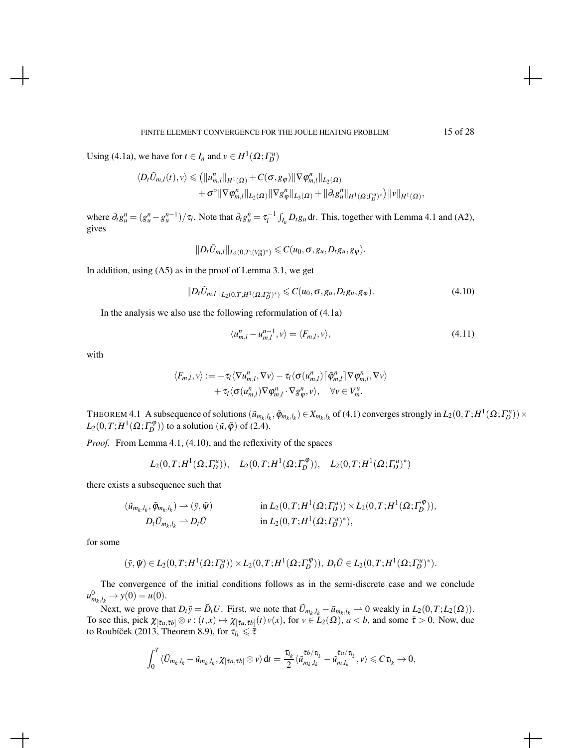Using (4.1a), we have for $t \in I_n$ and $v \in H^1(\Omega;\Gamma_D^u)$

$$
\begin{aligned}
\langle D_t \tilde{U}_{m,l}(t), v\rangle \leqslant \big(&\|u_{m,l}^n\|_{H^1(\Omega)} + C(\sigma, g_\varphi)\|\nabla \varphi_{m,l}^n\|_{L_2(\Omega)} \\
&+ \sigma^\circ \|\nabla \varphi_{m,l}^n\|_{L_2(\Omega)} \|\nabla g_\varphi^n\|_{L_3(\Omega)} + \|\partial_t g_u^n\|_{H^1(\Omega;\Gamma_D^u)^*}\big)\|v\|_{H^1(\Omega)},
\end{aligned}
$$

where $\partial_t g_u^n = (g_u^n - g_u^{n-1})/\tau_l$. Note that $\partial_t g_u^n = \tau_l^{-1}\int_{I_n} D_t g_u \,\mathrm{d}t$. This, together with Lemma 4.1 and (A2), gives

$$
\|D_t \tilde{U}_{m,l}\|_{L_2(0,T;(V_m^u)^*)} \leqslant C(u_0, \sigma, g_u, D_t g_u, g_\varphi).
$$

In addition, using (A5) as in the proof of Lemma 3.1, we get

$$
\|D_t \tilde{U}_{m,l}\|_{L_2(0,T;H^1(\Omega;\Gamma_D^u)^*)} \leqslant C(u_0, \sigma, g_u, D_t g_u, g_\varphi). \tag{4.10}
$$

In the analysis we also use the following reformulation of (4.1a)

$$
\langle u_{m,l}^n - u_{m,l}^{n-1}, v\rangle = \langle F_{m,l}, v\rangle, \tag{4.11}
$$

with

$$
\begin{aligned}
\langle F_{m,l}, v\rangle := &-\tau_l \langle \nabla u_{m,l}^n, \nabla v\rangle - \tau_l \langle \sigma(u_{m,l}^n)\lceil \tilde{\varphi}_{m,l}^n \rceil \nabla \varphi_{m,l}^n, \nabla v\rangle \\
&+ \tau_l \langle \sigma(u_{m,l}^n)\nabla \varphi_{m,l}^n \cdot \nabla g_\varphi^n, v\rangle, \quad \forall v \in V_m^u.
\end{aligned}
$$

THEOREM 4.1 A subsequence of solutions $(\tilde{u}_{m_k,l_k}, \tilde{\varphi}_{m_k,l_k}) \in X_{m_k,l_k}$ of (4.1) converges strongly in $L_2(0,T;H^1(\Omega;\Gamma_D^u)) \times L_2(0,T;H^1(\Omega;\Gamma_D^\varphi))$ to a solution $(\tilde{u},\tilde{\varphi})$ of (2.4).

*Proof.* From Lemma 4.1, (4.10), and the reflexivity of the spaces

$$
L_2(0,T;H^1(\Omega;\Gamma_D^u)), \quad L_2(0,T;H^1(\Omega;\Gamma_D^\varphi)), \quad L_2(0,T;H^1(\Omega;\Gamma_D^u)^*)
$$

there exists a subsequence such that

$$
\begin{aligned}
(\tilde{u}_{m_k,l_k}, \tilde{\varphi}_{m_k,l_k}) &\rightharpoonup (\tilde{y},\tilde{\psi}) &&\text{in } L_2(0,T;H^1(\Omega;\Gamma_D^u)) \times L_2(0,T;H^1(\Omega;\Gamma_D^\varphi)), \\
D_t \tilde{U}_{m_k,l_k} &\rightharpoonup D_t \tilde{U} &&\text{in } L_2(0,T;H^1(\Omega;\Gamma_D^u)^*),
\end{aligned}
$$

for some

$$
(\tilde{y},\tilde{\psi}) \in L_2(0,T;H^1(\Omega;\Gamma_D^u)) \times L_2(0,T;H^1(\Omega;\Gamma_D^\varphi)),\ D_t\tilde{U} \in L_2(0,T;H^1(\Omega;\Gamma_D^u)^*).
$$

The convergence of the initial conditions follows as in the semi-discrete case and we conclude $u_{m_k,l_k}^0 \to y(0) = u(0)$.

Next, we prove that $D_t \tilde{y} = \tilde{D}_t U$. First, we note that $\tilde{U}_{m_k,l_k} - \tilde{u}_{m_k,l_k} \rightharpoonup 0$ weakly in $L_2(0,T;L_2(\Omega))$. To see this, pick $\chi_{[\bar{\tau}a,\bar{\tau}b]} \otimes v : (t,x) \mapsto \chi_{[\bar{\tau}a,\bar{\tau}b]}(t)\,v(x)$, for $v \in L_2(\Omega)$, $a < b$, and some $\bar{\tau} > 0$. Now, due to Roubíček (2013, Theorem 8.9), for $\tau_{l_k} \leqslant \bar{\tau}$

$$
\int_0^T \langle \tilde{U}_{m_k,l_k} - \tilde{u}_{m_k,l_k}, \chi_{[\bar{\tau}a,\bar{\tau}b]} \otimes v\rangle \,\mathrm{d}t = \frac{\tau_{l_k}}{2}\langle \tilde{u}_{m_k,l_k}^{\bar{\tau}b/\tau_{l_k}} - \tilde{u}_{m,l_k}^{\bar{\tau}a/\tau_{l_k}}, v\rangle \leqslant C\tau_{l_k} \to 0,
$$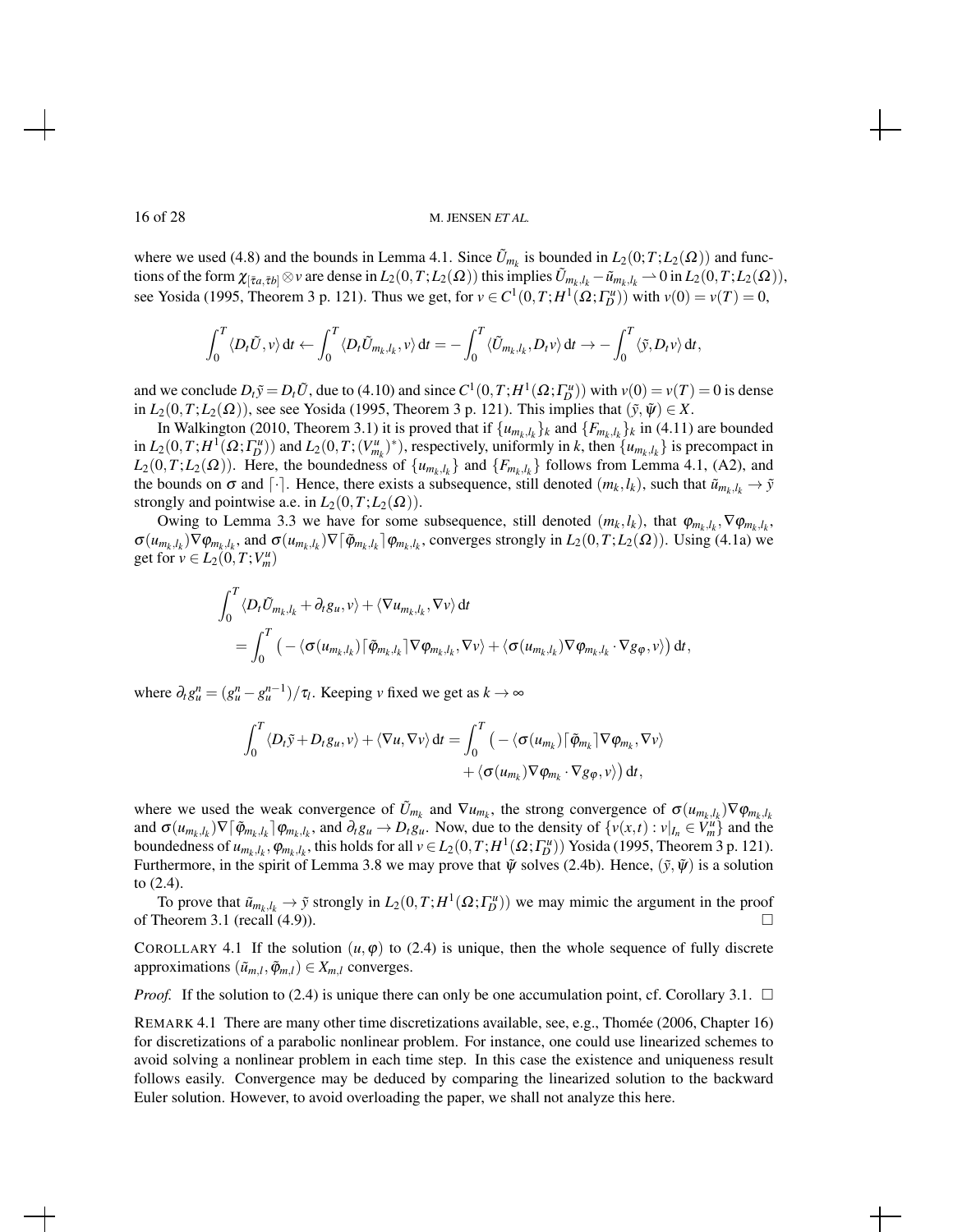where we used (4.8) and the bounds in Lemma 4.1. Since $\tilde{U}_{m_k}$ is bounded in $L_2(0;T;L_2(\Omega))$ and functions of the form $\chi_{[\tilde{\tau}a,\tilde{\tau}b]} \otimes v$ are dense in $L_2(0,T;L_2(\Omega))$ this implies $\tilde{U}_{m_k,l_k} - \tilde{u}_{m_k,l_k} \rightharpoonup 0$ in $L_2(0,T;L_2(\Omega))$, see Yosida (1995, Theorem 3 p. 121). Thus we get, for $v \in C^1(0,T;H^1(\Omega;\Gamma_D^u))$ with $v(0) = v(T) = 0$,

$$\int_0^T \langle D_t \tilde{U}, v\rangle \, \mathrm{d}t \leftarrow \int_0^T \langle D_t \tilde{U}_{m_k,l_k}, v\rangle \, \mathrm{d}t = -\int_0^T \langle \tilde{U}_{m_k,l_k}, D_t v\rangle \, \mathrm{d}t \to -\int_0^T \langle \tilde{y}, D_t v\rangle \, \mathrm{d}t,$$

and we conclude $D_t \tilde{y} = D_t \tilde{U}$, due to (4.10) and since $C^1(0,T;H^1(\Omega;\Gamma_D^u))$ with $v(0) = v(T) = 0$ is dense in $L_2(0,T;L_2(\Omega))$, see see Yosida (1995, Theorem 3 p. 121). This implies that $(\tilde{y},\tilde{\psi}) \in X$.

In Walkington (2010, Theorem 3.1) it is proved that if $\{u_{m_k,l_k}\}_k$ and $\{F_{m_k,l_k}\}_k$ in (4.11) are bounded in $L_2(0,T;H^1(\Omega;\Gamma_D^u))$ and $L_2(0,T;(V_{m_k}^u)^*)$, respectively, uniformly in $k$, then $\{u_{m_k,l_k}\}$ is precompact in $L_2(0,T;L_2(\Omega))$. Here, the boundedness of $\{u_{m_k,l_k}\}$ and $\{F_{m_k,l_k}\}$ follows from Lemma 4.1, (A2), and the bounds on $\sigma$ and $\lceil\cdot\rceil$. Hence, there exists a subsequence, still denoted $(m_k,l_k)$, such that $\tilde{u}_{m_k,l_k} \to \tilde{y}$ strongly and pointwise a.e. in $L_2(0,T;L_2(\Omega))$.

Owing to Lemma 3.3 we have for some subsequence, still denoted $(m_k,l_k)$, that $\varphi_{m_k,l_k}, \nabla\varphi_{m_k,l_k}$, $\sigma(u_{m_k,l_k})\nabla\varphi_{m_k,l_k}$, and $\sigma(u_{m_k,l_k})\nabla\lceil\tilde{\varphi}_{m_k,l_k}\rceil\varphi_{m_k,l_k}$, converges strongly in $L_2(0,T;L_2(\Omega))$. Using (4.1a) we get for $v \in L_2(0,T;V_m^u)$

$$\begin{aligned}
&\int_0^T \langle D_t \tilde{U}_{m_k,l_k} + \partial_t g_u, v\rangle + \langle \nabla u_{m_k,l_k}, \nabla v\rangle \, \mathrm{d}t \\
&\quad = \int_0^T \big( -\langle \sigma(u_{m_k,l_k})\lceil\tilde{\varphi}_{m_k,l_k}\rceil \nabla\varphi_{m_k,l_k}, \nabla v\rangle + \langle \sigma(u_{m_k,l_k})\nabla\varphi_{m_k,l_k}\cdot\nabla g_\varphi, v\rangle \big) \, \mathrm{d}t,
\end{aligned}$$

where $\partial_t g_u^n = (g_u^n - g_u^{n-1})/\tau_l$. Keeping $v$ fixed we get as $k \to \infty$

$$\begin{aligned}
\int_0^T \langle D_t \tilde{y} + D_t g_u, v\rangle + \langle \nabla u, \nabla v\rangle \, \mathrm{d}t = \int_0^T \big( &-\langle \sigma(u_{m_k})\lceil\tilde{\varphi}_{m_k}\rceil \nabla\varphi_{m_k}, \nabla v\rangle \\
&+ \langle \sigma(u_{m_k})\nabla\varphi_{m_k}\cdot\nabla g_\varphi, v\rangle \big) \, \mathrm{d}t,
\end{aligned}$$

where we used the weak convergence of $\tilde{U}_{m_k}$ and $\nabla u_{m_k}$, the strong convergence of $\sigma(u_{m_k,l_k})\nabla\varphi_{m_k,l_k}$ and $\sigma(u_{m_k,l_k})\nabla\lceil\tilde{\varphi}_{m_k,l_k}\rceil\varphi_{m_k,l_k}$, and $\partial_t g_u \to D_t g_u$. Now, due to the density of $\{v(x,t) : v|_{I_n} \in V_m^u\}$ and the boundedness of $u_{m_k,l_k}, \varphi_{m_k,l_k}$, this holds for all $v \in L_2(0,T;H^1(\Omega;\Gamma_D^u))$ Yosida (1995, Theorem 3 p. 121). Furthermore, in the spirit of Lemma 3.8 we may prove that $\tilde{\psi}$ solves (2.4b). Hence, $(\tilde{y},\tilde{\psi})$ is a solution to (2.4).

To prove that $\tilde{u}_{m_k,l_k} \to \tilde{y}$ strongly in $L_2(0,T;H^1(\Omega;\Gamma_D^u))$ we may mimic the argument in the proof of Theorem 3.1 (recall (4.9)). $\square$

COROLLARY 4.1 If the solution $(u,\varphi)$ to (2.4) is unique, then the whole sequence of fully discrete approximations $(\tilde{u}_{m,l},\tilde{\varphi}_{m,l}) \in X_{m,l}$ converges.

*Proof.* If the solution to (2.4) is unique there can only be one accumulation point, cf. Corollary 3.1. $\square$

REMARK 4.1 There are many other time discretizations available, see, e.g., Thomée (2006, Chapter 16) for discretizations of a parabolic nonlinear problem. For instance, one could use linearized schemes to avoid solving a nonlinear problem in each time step. In this case the existence and uniqueness result follows easily. Convergence may be deduced by comparing the linearized solution to the backward Euler solution. However, to avoid overloading the paper, we shall not analyze this here.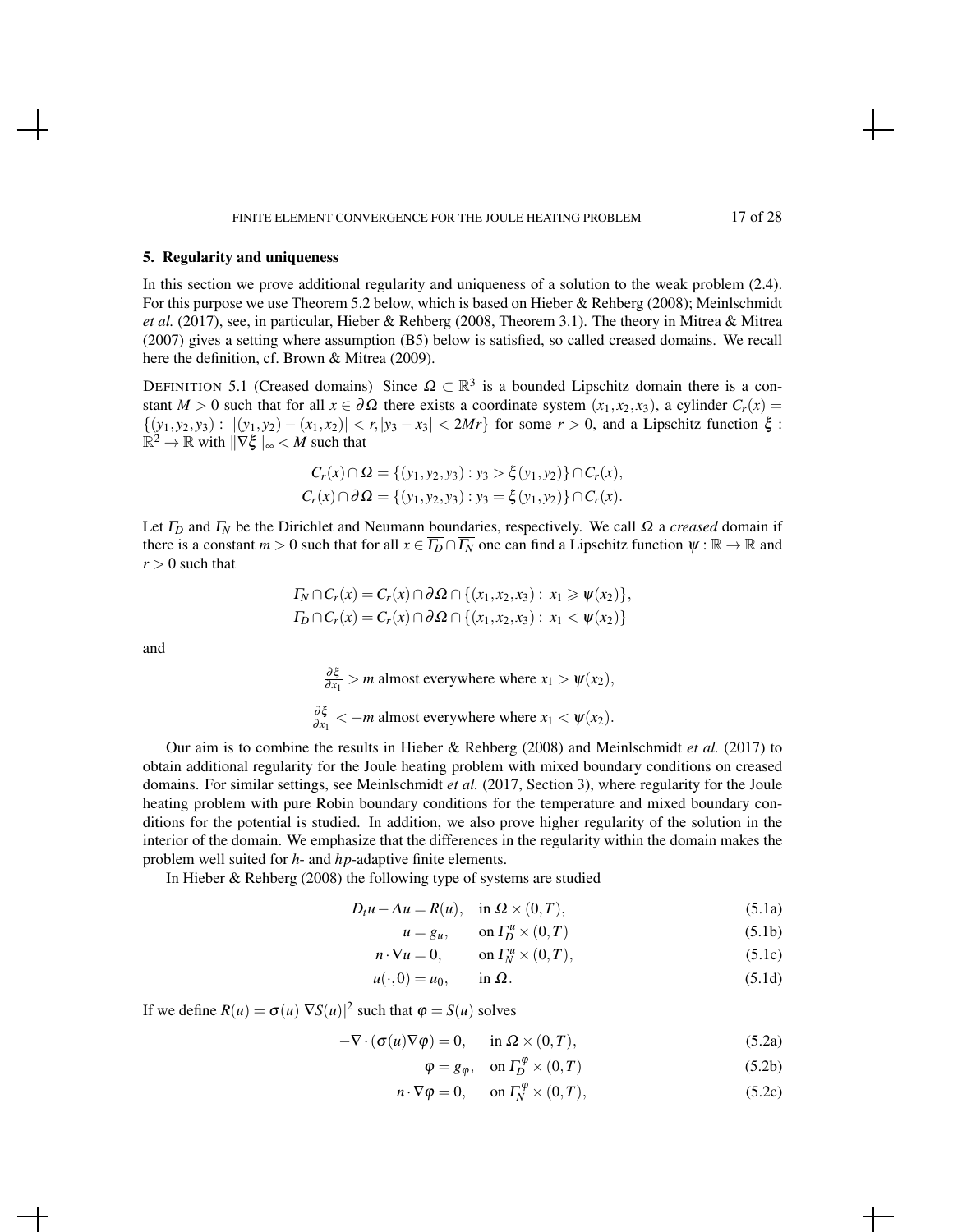## 5. Regularity and uniqueness

In this section we prove additional regularity and uniqueness of a solution to the weak problem (2.4). For this purpose we use Theorem 5.2 below, which is based on Hieber & Rehberg (2008); Meinlschmidt *et al.* (2017), see, in particular, Hieber & Rehberg (2008, Theorem 3.1). The theory in Mitrea & Mitrea (2007) gives a setting where assumption (B5) below is satisfied, so called creased domains. We recall here the definition, cf. Brown & Mitrea (2009).

DEFINITION 5.1 (Creased domains) Since $\Omega \subset \mathbb{R}^3$ is a bounded Lipschitz domain there is a constant $M > 0$ such that for all $x \in \partial\Omega$ there exists a coordinate system $(x_1, x_2, x_3)$, a cylinder $C_r(x) = \{(y_1, y_2, y_3) : \ |(y_1, y_2) - (x_1, x_2)| < r, |y_3 - x_3| < 2Mr\}$ for some $r > 0$, and a Lipschitz function $\xi : \mathbb{R}^2 \to \mathbb{R}$ with $\|\nabla \xi\|_\infty < M$ such that

$$
\begin{aligned}
C_r(x) \cap \Omega &= \{(y_1, y_2, y_3) : y_3 > \xi(y_1, y_2)\} \cap C_r(x),\\
C_r(x) \cap \partial\Omega &= \{(y_1, y_2, y_3) : y_3 = \xi(y_1, y_2)\} \cap C_r(x).
\end{aligned}
$$

Let $\Gamma_D$ and $\Gamma_N$ be the Dirichlet and Neumann boundaries, respectively. We call $\Omega$ a *creased* domain if there is a constant $m > 0$ such that for all $x \in \overline{\Gamma_D} \cap \overline{\Gamma_N}$ one can find a Lipschitz function $\psi : \mathbb{R} \to \mathbb{R}$ and $r > 0$ such that

$$
\begin{aligned}
\Gamma_N \cap C_r(x) &= C_r(x) \cap \partial\Omega \cap \{(x_1, x_2, x_3) : \ x_1 \geqslant \psi(x_2)\},\\
\Gamma_D \cap C_r(x) &= C_r(x) \cap \partial\Omega \cap \{(x_1, x_2, x_3) : \ x_1 < \psi(x_2)\}
\end{aligned}
$$

and

$$
\frac{\partial \xi}{\partial x_1} > m \text{ almost everywhere where } x_1 > \psi(x_2),
$$

$$
\frac{\partial \xi}{\partial x_1} < -m \text{ almost everywhere where } x_1 < \psi(x_2).
$$

Our aim is to combine the results in Hieber & Rehberg (2008) and Meinlschmidt *et al.* (2017) to obtain additional regularity for the Joule heating problem with mixed boundary conditions on creased domains. For similar settings, see Meinlschmidt *et al.* (2017, Section 3), where regularity for the Joule heating problem with pure Robin boundary conditions for the temperature and mixed boundary conditions for the potential is studied. In addition, we also prove higher regularity of the solution in the interior of the domain. We emphasize that the differences in the regularity within the domain makes the problem well suited for *h*- and *hp*-adaptive finite elements.

In Hieber & Rehberg (2008) the following type of systems are studied

$$
\begin{aligned}
D_t u - \Delta u &= R(u), \quad \text{in } \Omega \times (0, T), && (5.1a)\\
u &= g_u, \qquad \text{on } \Gamma_D^u \times (0, T) && (5.1b)\\
n \cdot \nabla u &= 0, \qquad \text{on } \Gamma_N^u \times (0, T), && (5.1c)\\
u(\cdot, 0) &= u_0, \qquad \text{in } \Omega. && (5.1d)
\end{aligned}
$$

If we define $R(u) = \sigma(u)|\nabla S(u)|^2$ such that $\varphi = S(u)$ solves

$$
\begin{aligned}
-\nabla \cdot (\sigma(u)\nabla\varphi) &= 0, \qquad \text{in } \Omega \times (0, T), && (5.2a)\\
\varphi &= g_\varphi, \quad \text{on } \Gamma_D^\varphi \times (0, T) && (5.2b)\\
n \cdot \nabla\varphi &= 0, \qquad \text{on } \Gamma_N^\varphi \times (0, T), && (5.2c)
\end{aligned}
$$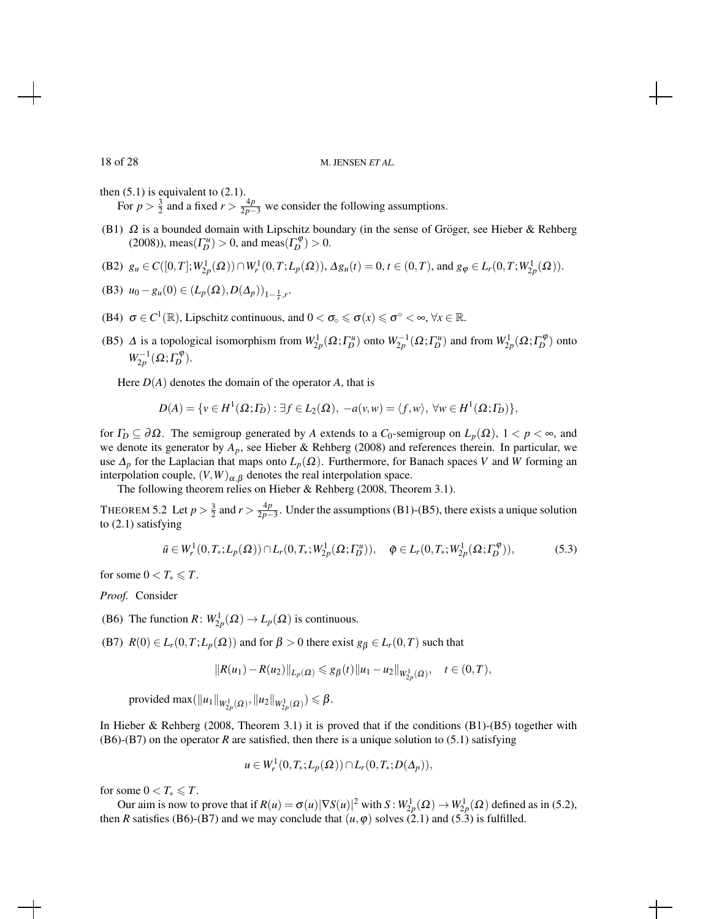then (5.1) is equivalent to (2.1).

For $p > \frac{3}{2}$ and a fixed $r > \frac{4p}{2p-3}$ we consider the following assumptions.

- (B1) $\Omega$ is a bounded domain with Lipschitz boundary (in the sense of Gröger, see Hieber & Rehberg (2008)), $\mathrm{meas}(\Gamma_D^u) > 0$, and $\mathrm{meas}(\Gamma_D^\varphi) > 0$.
- (B2) $g_u \in C([0,T]; W_{2p}^1(\Omega)) \cap W_r^1(0,T; L_p(\Omega))$, $\Delta g_u(t) = 0$, $t \in (0,T)$, and $g_\varphi \in L_r(0,T; W_{2p}^1(\Omega))$.
- (B3) $u_0 - g_u(0) \in (L_p(\Omega), D(\Delta_p))_{1-\frac{1}{r},r}$.
- (B4) $\sigma \in C^1(\mathbb{R})$, Lipschitz continuous, and $0 < \sigma_\circ \leqslant \sigma(x) \leqslant \sigma^\circ < \infty$, $\forall x \in \mathbb{R}$.
- (B5) $\Delta$ is a topological isomorphism from $W_{2p}^1(\Omega;\Gamma_D^u)$ onto $W_{2p}^{-1}(\Omega;\Gamma_D^u)$ and from $W_{2p}^1(\Omega;\Gamma_D^\varphi)$ onto $W_{2p}^{-1}(\Omega;\Gamma_D^\varphi)$.

Here $D(A)$ denotes the domain of the operator $A$, that is

$$D(A) = \{v \in H^1(\Omega;\Gamma_D) : \exists f \in L_2(\Omega),\ -a(v,w) = \langle f, w\rangle,\ \forall w \in H^1(\Omega;\Gamma_D)\},$$

for $\Gamma_D \subseteq \partial\Omega$. The semigroup generated by $A$ extends to a $C_0$-semigroup on $L_p(\Omega)$, $1 < p < \infty$, and we denote its generator by $A_p$, see Hieber & Rehberg (2008) and references therein. In particular, we use $\Delta_p$ for the Laplacian that maps onto $L_p(\Omega)$. Furthermore, for Banach spaces $V$ and $W$ forming an interpolation couple, $(V,W)_{\alpha,\beta}$ denotes the real interpolation space.

The following theorem relies on Hieber & Rehberg (2008, Theorem 3.1).

THEOREM 5.2 Let $p > \frac{3}{2}$ and $r > \frac{4p}{2p-3}$. Under the assumptions (B1)-(B5), there exists a unique solution to (2.1) satisfying

$$\tilde{u} \in W_r^1(0,T_*; L_p(\Omega)) \cap L_r(0,T_*; W_{2p}^1(\Omega;\Gamma_D^u)), \quad \tilde{\varphi} \in L_r(0,T_*; W_{2p}^1(\Omega;\Gamma_D^\varphi)), \tag{5.3}$$

for some $0 < T_* \leqslant T$.

*Proof.* Consider

- (B6) The function $R\colon W_{2p}^1(\Omega) \to L_p(\Omega)$ is continuous.
- (B7) $R(0) \in L_r(0,T; L_p(\Omega))$ and for $\beta > 0$ there exist $g_\beta \in L_r(0,T)$ such that

$$\|R(u_1) - R(u_2)\|_{L_p(\Omega)} \leqslant g_\beta(t)\|u_1 - u_2\|_{W_{2p}^1(\Omega)}, \quad t \in (0,T),$$

provided $\max(\|u_1\|_{W_{2p}^1(\Omega)}, \|u_2\|_{W_{2p}^1(\Omega)}) \leqslant \beta$.

In Hieber & Rehberg (2008, Theorem 3.1) it is proved that if the conditions (B1)-(B5) together with (B6)-(B7) on the operator $R$ are satisfied, then there is a unique solution to (5.1) satisfying

$$u \in W_r^1(0,T_*; L_p(\Omega)) \cap L_r(0,T_*; D(\Delta_p)),$$

for some $0 < T_* \leqslant T$.

Our aim is now to prove that if $R(u) = \sigma(u)|\nabla S(u)|^2$ with $S : W_{2p}^1(\Omega) \to W_{2p}^1(\Omega)$ defined as in (5.2), then $R$ satisfies (B6)-(B7) and we may conclude that $(u,\varphi)$ solves (2.1) and (5.3) is fulfilled.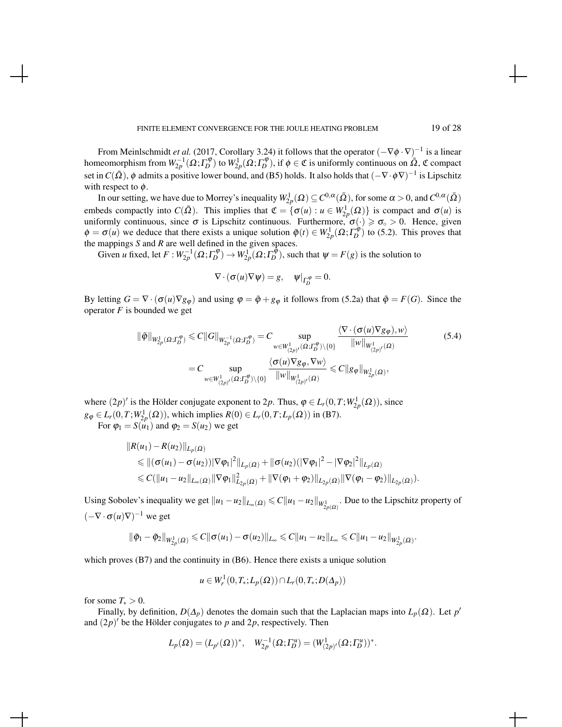From Meinlschmidt *et al.* (2017, Corollary 3.24) it follows that the operator $(-\nabla\phi\cdot\nabla)^{-1}$ is a linear homeomorphism from $W^{-1}_{2p}(\Omega;\Gamma^{\varphi}_D)$ to $W^1_{2p}(\Omega;\Gamma^{\varphi}_D)$, if $\phi\in\mathfrak{C}$ is uniformly continuous on $\bar\Omega$, $\mathfrak{C}$ compact set in $C(\bar\Omega)$, $\phi$ admits a positive lower bound, and (B5) holds. It also holds that $(-\nabla\cdot\phi\nabla)^{-1}$ is Lipschitz with respect to $\phi$.

In our setting, we have due to Morrey's inequality $W^1_{2p}(\Omega)\subseteq C^{0,\alpha}(\bar\Omega)$, for some $\alpha>0$, and $C^{0,\alpha}(\bar\Omega)$ embeds compactly into $C(\bar\Omega)$. This implies that $\mathfrak{C}=\{\sigma(u): u\in W^1_{2p}(\Omega)\}$ is compact and $\sigma(u)$ is uniformly continuous, since $\sigma$ is Lipschitz continuous. Furthermore, $\sigma(\cdot)\geqslant\sigma_\circ>0$. Hence, given $\phi=\sigma(u)$ we deduce that there exists a unique solution $\tilde\varphi(t)\in W^1_{2p}(\Omega;\Gamma^{\varphi}_D)$ to (5.2). This proves that the mappings $S$ and $R$ are well defined in the given spaces.

Given $u$ fixed, let $F: W^{-1}_{2p}(\Omega;\Gamma^{\varphi}_D)\to W^1_{2p}(\Omega;\Gamma^{\varphi}_D)$, such that $\psi=F(g)$ is the solution to

$$\nabla\cdot(\sigma(u)\nabla\psi)=g,\quad \psi|_{\Gamma^{\varphi}_D}=0.$$

By letting $G=\nabla\cdot(\sigma(u)\nabla g_\varphi)$ and using $\varphi=\tilde\varphi+g_\varphi$ it follows from (5.2a) that $\tilde\varphi=F(G)$. Since the operator $F$ is bounded we get

$$\begin{aligned}\|\tilde\varphi\|_{W^1_{2p}(\Omega;\Gamma^{\varphi}_D)}&\leqslant C\|G\|_{W^{-1}_{2p}(\Omega;\Gamma^{\varphi}_D)}=C\sup_{w\in W^1_{(2p)'}(\Omega;\Gamma^{\varphi}_D)\setminus\{0\}}\frac{\langle\nabla\cdot(\sigma(u)\nabla g_\varphi),w\rangle}{\|w\|_{W^1_{(2p)'}(\Omega)}}\\&=C\sup_{w\in W^1_{(2p)'}(\Omega;\Gamma^{\varphi}_D)\setminus\{0\}}\frac{\langle\sigma(u)\nabla g_\varphi,\nabla w\rangle}{\|w\|_{W^1_{(2p)'}(\Omega)}}\leqslant C\|g_\varphi\|_{W^1_{2p}(\Omega)},\end{aligned}\tag{5.4}$$

where $(2p)'$ is the Hölder conjugate exponent to $2p$. Thus, $\varphi\in L_r(0,T;W^1_{2p}(\Omega))$, since $g_\varphi\in L_r(0,T;W^1_{2p}(\Omega))$, which implies $R(0)\in L_r(0,T;L_p(\Omega))$ in (B7).

For $\varphi_1=S(u_1)$ and $\varphi_2=S(u_2)$ we get

$$\begin{aligned}&\|R(u_1)-R(u_2)\|_{L_p(\Omega)}\\&\leqslant\|(\sigma(u_1)-\sigma(u_2))|\nabla\varphi_1|^2\|_{L_p(\Omega)}+\|\sigma(u_2)(|\nabla\varphi_1|^2-|\nabla\varphi_2|^2\|_{L_p(\Omega)}\\&\leqslant C(\|u_1-u_2\|_{L_\infty(\Omega)}\|\nabla\varphi_1\|^2_{L_{2p}(\Omega)}+\|\nabla(\varphi_1+\varphi_2)\|_{L_{2p}(\Omega)}\|\nabla(\varphi_1-\varphi_2)\|_{L_{2p}(\Omega)}).\end{aligned}$$

Using Sobolev's inequality we get $\|u_1-u_2\|_{L_\infty(\Omega)}\leqslant C\|u_1-u_2\|_{W^1_{2p(\Omega)}}$. Due to the Lipschitz property of $(-\nabla\cdot\sigma(u)\nabla)^{-1}$ we get

$$\|\tilde\varphi_1-\tilde\varphi_2\|_{W^1_{2p}(\Omega)}\leqslant C\|\sigma(u_1)-\sigma(u_2)\|_{L_\infty}\leqslant C\|u_1-u_2\|_{L_\infty}\leqslant C\|u_1-u_2\|_{W^1_{2p}(\Omega)}.$$

which proves (B7) and the continuity in (B6). Hence there exists a unique solution

$$u\in W^1_r(0,T_*;L_p(\Omega))\cap L_r(0,T_*;D(\Delta_p))$$

for some $T_*>0$.

Finally, by definition, $D(\Delta_p)$ denotes the domain such that the Laplacian maps into $L_p(\Omega)$. Let $p'$ and $(2p)'$ be the Hölder conjugates to $p$ and $2p$, respectively. Then

$$L_p(\Omega)=(L_{p'}(\Omega))^*,\quad W^{-1}_{2p}(\Omega;\Gamma^u_D)=(W^1_{(2p)'}(\Omega;\Gamma^u_D))^*.$$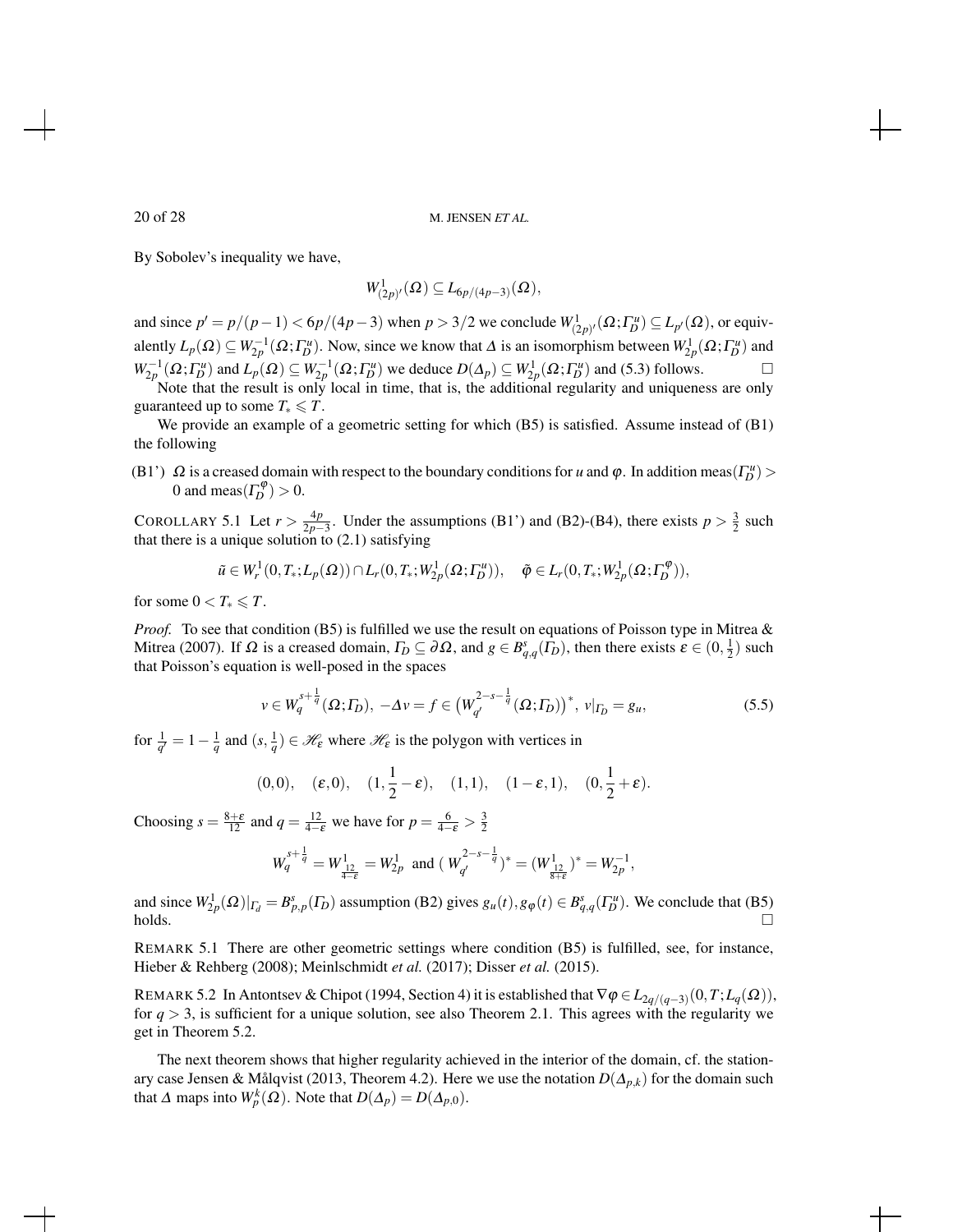By Sobolev's inequality we have,

$$W^1_{(2p)'}(\Omega) \subseteq L_{6p/(4p-3)}(\Omega),$$

and since $p' = p/(p-1) < 6p/(4p-3)$ when $p > 3/2$ we conclude $W^1_{(2p)'}(\Omega;\Gamma^u_D) \subseteq L_{p'}(\Omega)$, or equivalently $L_p(\Omega) \subseteq W^{-1}_{2p}(\Omega;\Gamma^u_D)$. Now, since we know that $\Delta$ is an isomorphism between $W^1_{2p}(\Omega;\Gamma^u_D)$ and $W^{-1}_{2p}(\Omega;\Gamma^u_D)$ and $L_p(\Omega) \subseteq W^{-1}_{2p}(\Omega;\Gamma^u_D)$ we deduce $D(\Delta_p) \subseteq W^1_{2p}(\Omega;\Gamma^u_D)$ and (5.3) follows. $\square$

Note that the result is only local in time, that is, the additional regularity and uniqueness are only guaranteed up to some $T_* \leqslant T$.

We provide an example of a geometric setting for which (B5) is satisfied. Assume instead of (B1) the following

(B1') $\Omega$ is a creased domain with respect to the boundary conditions for $u$ and $\varphi$. In addition $\text{meas}(\Gamma^u_D) > 0$ and $\text{meas}(\Gamma^\varphi_D) > 0$.

COROLLARY 5.1 Let $r > \frac{4p}{2p-3}$. Under the assumptions (B1') and (B2)-(B4), there exists $p > \frac{3}{2}$ such that there is a unique solution to (2.1) satisfying

$$\tilde{u} \in W^1_r(0,T_*;L_p(\Omega)) \cap L_r(0,T_*;W^1_{2p}(\Omega;\Gamma^u_D)), \quad \tilde{\varphi} \in L_r(0,T_*;W^1_{2p}(\Omega;\Gamma^\varphi_D)),$$

for some $0 < T_* \leqslant T$.

*Proof.* To see that condition (B5) is fulfilled we use the result on equations of Poisson type in Mitrea & Mitrea (2007). If $\Omega$ is a creased domain, $\Gamma_D \subseteq \partial\Omega$, and $g \in B^s_{q,q}(\Gamma_D)$, then there exists $\varepsilon \in (0,\frac{1}{2})$ such that Poisson's equation is well-posed in the spaces

$$v \in W^{s+\frac{1}{q}}_q(\Omega;\Gamma_D),\ -\Delta v = f \in \left(W^{2-s-\frac{1}{q}}_{q'}(\Omega;\Gamma_D)\right)^*,\ v|_{\Gamma_D} = g_u, \tag{5.5}$$

for $\frac{1}{q'} = 1 - \frac{1}{q}$ and $(s,\frac{1}{q}) \in \mathscr{H}_\varepsilon$ where $\mathscr{H}_\varepsilon$ is the polygon with vertices in

$$(0,0), \quad (\varepsilon,0), \quad (1,\frac{1}{2}-\varepsilon), \quad (1,1), \quad (1-\varepsilon,1), \quad (0,\frac{1}{2}+\varepsilon).$$

Choosing $s = \frac{8+\varepsilon}{12}$ and $q = \frac{12}{4-\varepsilon}$ we have for $p = \frac{6}{4-\varepsilon} > \frac{3}{2}$

$$W^{s+\frac{1}{q}}_q = W^1_{\frac{12}{4-\varepsilon}} = W^1_{2p} \ \text{ and } (\ W^{2-s-\frac{1}{q}}_{q'})^* = (W^1_{\frac{12}{8+\varepsilon}})^* = W^{-1}_{2p},$$

and since $W^1_{2p}(\Omega)|_{\Gamma_d} = B^s_{p,p}(\Gamma_D)$ assumption (B2) gives $g_u(t), g_\varphi(t) \in B^s_{q,q}(\Gamma^u_D)$. We conclude that (B5) holds. $\square$

REMARK 5.1 There are other geometric settings where condition (B5) is fulfilled, see, for instance, Hieber & Rehberg (2008); Meinlschmidt *et al.* (2017); Disser *et al.* (2015).

REMARK 5.2 In Antontsev & Chipot (1994, Section 4) it is established that $\nabla\varphi \in L_{2q/(q-3)}(0,T;L_q(\Omega))$, for $q > 3$, is sufficient for a unique solution, see also Theorem 2.1. This agrees with the regularity we get in Theorem 5.2.

The next theorem shows that higher regularity achieved in the interior of the domain, cf. the stationary case Jensen & Målqvist (2013, Theorem 4.2). Here we use the notation $D(\Delta_{p,k})$ for the domain such that $\Delta$ maps into $W^k_p(\Omega)$. Note that $D(\Delta_p) = D(\Delta_{p,0})$.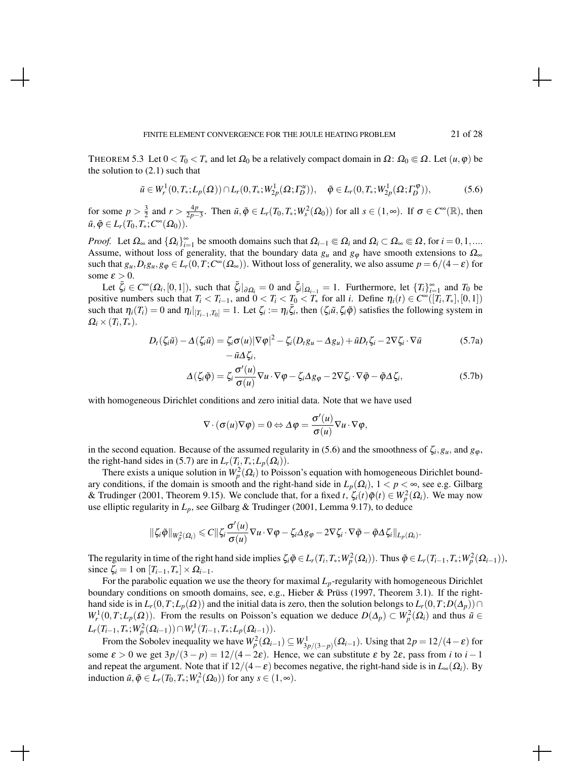THEOREM 5.3 Let $0 < T_0 < T_*$ and let $\Omega_0$ be a relatively compact domain in $\Omega$: $\Omega_0 \Subset \Omega$. Let $(u,\varphi)$ be the solution to (2.1) such that

$$\tilde{u} \in W_r^1(0,T_*;L_p(\Omega)) \cap L_r(0,T_*;W_{2p}^1(\Omega;\Gamma_D^u)), \quad \tilde{\varphi} \in L_r(0,T_*;W_{2p}^1(\Omega;\Gamma_D^\varphi)), \tag{5.6}$$

for some $p > \frac{3}{2}$ and $r > \frac{4p}{2p-3}$. Then $\tilde{u},\tilde{\varphi} \in L_r(T_0,T_*;W_s^2(\Omega_0))$ for all $s \in (1,\infty)$. If $\sigma \in C^\infty(\mathbb{R})$, then $\tilde{u},\tilde{\varphi} \in L_r(T_0,T_*;C^\infty(\Omega_0))$.

*Proof.* Let $\Omega_\infty$ and $\{\Omega_i\}_{i=1}^\infty$ be smooth domains such that $\Omega_{i-1} \Subset \Omega_i$ and $\Omega_i \subset \Omega_\infty \Subset \Omega$, for $i = 0,1,\ldots$. Assume, without loss of generality, that the boundary data $g_u$ and $g_\varphi$ have smooth extensions to $\Omega_\infty$ such that $g_u, D_t g_u, g_\varphi \in L_r(0,T;C^\infty(\Omega_\infty))$. Without loss of generality, we also assume $p = 6/(4-\varepsilon)$ for some $\varepsilon > 0$.

Let $\bar{\zeta}_i \in C^\infty(\Omega_i,[0,1])$, such that $\bar{\zeta}_i|_{\partial\Omega_i} = 0$ and $\bar{\zeta}_i|_{\Omega_{i-1}} = 1$. Furthermore, let $\{T_i\}_{i=1}^\infty$ and $T_0$ be positive numbers such that $T_i < T_{i-1}$, and $0 < T_i < T_0 < T_*$ for all $i$. Define $\eta_i(t) \in C^\infty([T_i,T_*],[0,1])$ such that $\eta_i(T_i) = 0$ and $\eta_i|_{[T_{i-1},T_0]} = 1$. Let $\zeta_i := \eta_i\bar{\zeta}_i$, then $(\zeta_i\tilde{u},\zeta_i\tilde{\varphi})$ satisfies the following system in $\Omega_i \times (T_i,T_*)$.

$$\begin{aligned} D_t(\zeta_i\tilde{u}) - \Delta(\zeta_i\tilde{u}) &= \zeta_i\sigma(u)|\nabla\varphi|^2 - \zeta_i(D_t g_u - \Delta g_u) + \tilde{u}D_t\zeta_i - 2\nabla\zeta_i\cdot\nabla\tilde{u} \\ &\quad - \tilde{u}\Delta\zeta_i, \end{aligned} \tag{5.7a}$$

$$\Delta(\zeta_i\tilde{\varphi}) = \zeta_i\frac{\sigma'(u)}{\sigma(u)}\nabla u\cdot\nabla\varphi - \zeta_i\Delta g_\varphi - 2\nabla\zeta_i\cdot\nabla\tilde{\varphi} - \tilde{\varphi}\Delta\zeta_i, \tag{5.7b}$$

with homogeneous Dirichlet conditions and zero initial data. Note that we have used

$$\nabla\cdot(\sigma(u)\nabla\varphi) = 0 \Leftrightarrow \Delta\varphi = \frac{\sigma'(u)}{\sigma(u)}\nabla u\cdot\nabla\varphi,$$

in the second equation. Because of the assumed regularity in (5.6) and the smoothness of $\zeta_i, g_u$, and $g_\varphi$, the right-hand sides in (5.7) are in $L_r(T_i,T_*;L_p(\Omega_i))$.

There exists a unique solution in $W_p^2(\Omega_i)$ to Poisson's equation with homogeneous Dirichlet boundary conditions, if the domain is smooth and the right-hand side in $L_p(\Omega_i)$, $1 < p < \infty$, see e.g. Gilbarg & Trudinger (2001, Theorem 9.15). We conclude that, for a fixed $t$, $\zeta_i(t)\tilde{\varphi}(t) \in W_p^2(\Omega_i)$. We may now use elliptic regularity in $L_p$, see Gilbarg & Trudinger (2001, Lemma 9.17), to deduce

$$\|\zeta_i\tilde{\varphi}\|_{W_p^2(\Omega_i)} \leqslant C\|\zeta_i\frac{\sigma'(u)}{\sigma(u)}\nabla u\cdot\nabla\varphi - \zeta_i\Delta g_\varphi - 2\nabla\zeta_i\cdot\nabla\tilde{\varphi} - \tilde{\varphi}\Delta\zeta_i\|_{L_p(\Omega_i)}.$$

The regularity in time of the right hand side implies $\zeta_i\tilde{\varphi} \in L_r(T_i,T_*;W_p^2(\Omega_i))$. Thus $\tilde{\varphi} \in L_r(T_{i-1},T_*;W_p^2(\Omega_{i-1}))$, since $\zeta_i = 1$ on $[T_{i-1},T_*] \times \Omega_{i-1}$.

For the parabolic equation we use the theory for maximal $L_p$-regularity with homogeneous Dirichlet boundary conditions on smooth domains, see, e.g., Hieber & Prüss (1997, Theorem 3.1). If the right-hand side is in $L_r(0,T;L_p(\Omega))$ and the initial data is zero, then the solution belongs to $L_r(0,T;D(\Delta_p)) \cap W_r^1(0,T;L_p(\Omega))$. From the results on Poisson's equation we deduce $D(\Delta_p) \subset W_p^2(\Omega_i)$ and thus $\tilde{u} \in L_r(T_{i-1},T_*;W_p^2(\Omega_{i-1})) \cap W_r^1(T_{i-1},T_*;L_p(\Omega_{i-1}))$.

From the Sobolev inequality we have $W_p^2(\Omega_{i-1}) \subseteq W_{3p/(3-p)}^1(\Omega_{i-1})$. Using that $2p = 12/(4-\varepsilon)$ for some $\varepsilon > 0$ we get $3p/(3-p) = 12/(4-2\varepsilon)$. Hence, we can substitute $\varepsilon$ by $2\varepsilon$, pass from $i$ to $i-1$ and repeat the argument. Note that if $12/(4-\varepsilon)$ becomes negative, the right-hand side is in $L_\infty(\Omega_i)$. By induction $\tilde{u},\tilde{\varphi} \in L_r(T_0,T_*;W_s^2(\Omega_0))$ for any $s \in (1,\infty)$.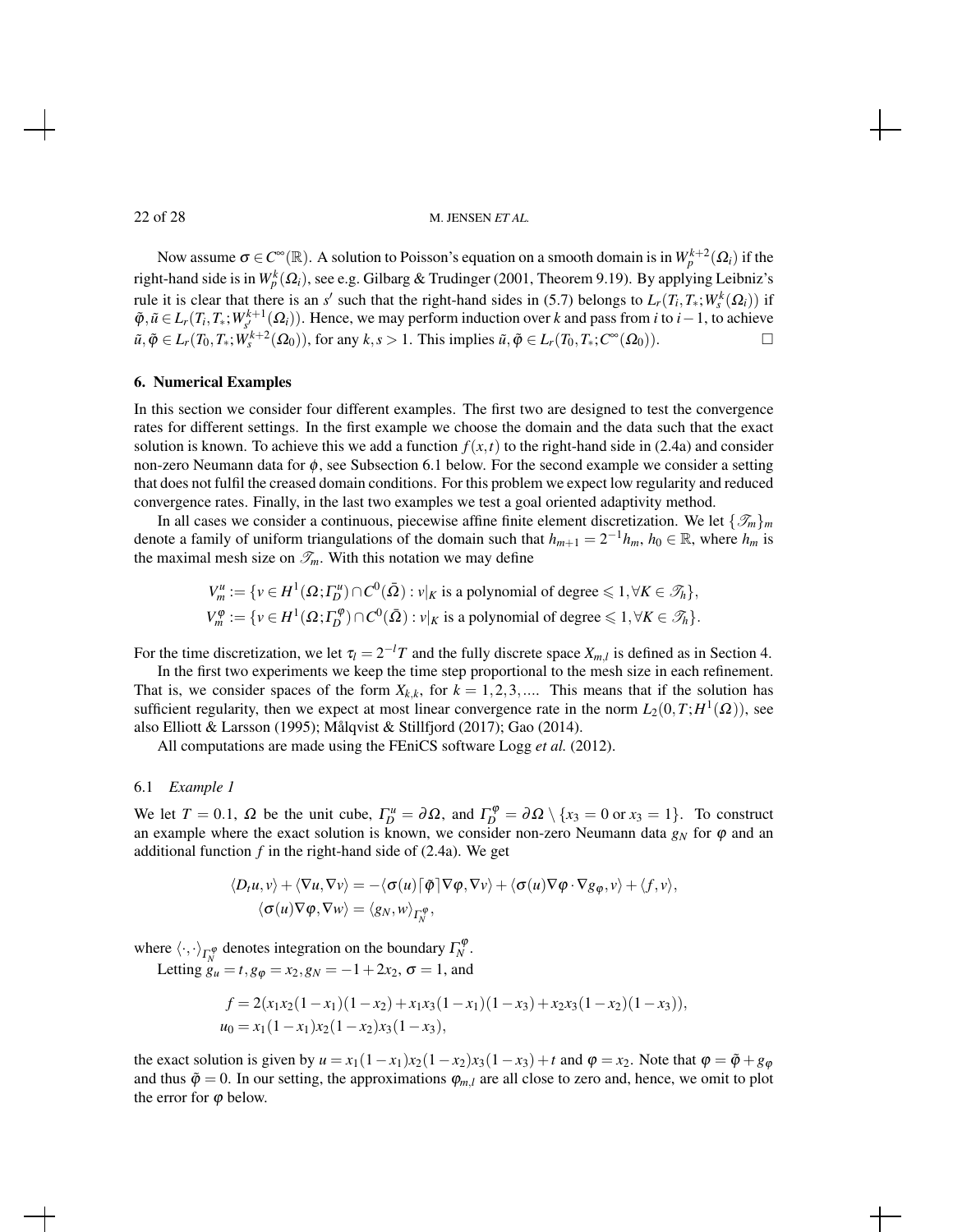Now assume $\sigma \in C^\infty(\mathbb{R})$. A solution to Poisson's equation on a smooth domain is in $W_p^{k+2}(\Omega_i)$ if the right-hand side is in $W_p^k(\Omega_i)$, see e.g. Gilbarg & Trudinger (2001, Theorem 9.19). By applying Leibniz's rule it is clear that there is an $s'$ such that the right-hand sides in (5.7) belongs to $L_r(T_i, T_*; W_s^k(\Omega_i))$ if $\tilde{\varphi}, \tilde{u} \in L_r(T_i, T_*; W_{s'}^{k+1}(\Omega_i))$. Hence, we may perform induction over $k$ and pass from $i$ to $i-1$, to achieve $\tilde{u}, \tilde{\varphi} \in L_r(T_0, T_*; W_s^{k+2}(\Omega_0))$, for any $k, s > 1$. This implies $\tilde{u}, \tilde{\varphi} \in L_r(T_0, T_*; C^\infty(\Omega_0))$. □

## 6. Numerical Examples

In this section we consider four different examples. The first two are designed to test the convergence rates for different settings. In the first example we choose the domain and the data such that the exact solution is known. To achieve this we add a function $f(x,t)$ to the right-hand side in (2.4a) and consider non-zero Neumann data for $\phi$, see Subsection 6.1 below. For the second example we consider a setting that does not fulfil the creased domain conditions. For this problem we expect low regularity and reduced convergence rates. Finally, in the last two examples we test a goal oriented adaptivity method.

In all cases we consider a continuous, piecewise affine finite element discretization. We let $\{\mathscr{T}_m\}_m$ denote a family of uniform triangulations of the domain such that $h_{m+1} = 2^{-1}h_m$, $h_0 \in \mathbb{R}$, where $h_m$ is the maximal mesh size on $\mathscr{T}_m$. With this notation we may define

$$V_m^u := \{v \in H^1(\Omega; \Gamma_D^u) \cap C^0(\bar{\Omega}) : v|_K \text{ is a polynomial of degree} \leqslant 1, \forall K \in \mathscr{T}_h\},$$
$$V_m^\varphi := \{v \in H^1(\Omega; \Gamma_D^\varphi) \cap C^0(\bar{\Omega}) : v|_K \text{ is a polynomial of degree} \leqslant 1, \forall K \in \mathscr{T}_h\}.$$

For the time discretization, we let $\tau_l = 2^{-l}T$ and the fully discrete space $X_{m,l}$ is defined as in Section 4.

In the first two experiments we keep the time step proportional to the mesh size in each refinement. That is, we consider spaces of the form $X_{k,k}$, for $k = 1,2,3,\ldots$. This means that if the solution has sufficient regularity, then we expect at most linear convergence rate in the norm $L_2(0,T;H^1(\Omega))$, see also Elliott & Larsson (1995); Målqvist & Stillfjord (2017); Gao (2014).

All computations are made using the FEniCS software Logg *et al.* (2012).

### 6.1 *Example 1*

We let $T = 0.1$, $\Omega$ be the unit cube, $\Gamma_D^u = \partial\Omega$, and $\Gamma_D^\varphi = \partial\Omega \setminus \{x_3 = 0 \text{ or } x_3 = 1\}$. To construct an example where the exact solution is known, we consider non-zero Neumann data $g_N$ for $\varphi$ and an additional function $f$ in the right-hand side of (2.4a). We get

$$\langle D_t u, v\rangle + \langle \nabla u, \nabla v\rangle = -\langle \sigma(u) \lceil \tilde{\varphi} \rceil \nabla \varphi, \nabla v\rangle + \langle \sigma(u) \nabla \varphi \cdot \nabla g_\varphi, v\rangle + \langle f, v\rangle,$$
$$\langle \sigma(u) \nabla \varphi, \nabla w\rangle = \langle g_N, w\rangle_{\Gamma_N^\varphi},$$

where $\langle \cdot, \cdot \rangle_{\Gamma_N^\varphi}$ denotes integration on the boundary $\Gamma_N^\varphi$.

Letting $g_u = t, g_\varphi = x_2, g_N = -1 + 2x_2$, $\sigma = 1$, and

$$f = 2(x_1x_2(1-x_1)(1-x_2) + x_1x_3(1-x_1)(1-x_3) + x_2x_3(1-x_2)(1-x_3)),$$
$$u_0 = x_1(1-x_1)x_2(1-x_2)x_3(1-x_3),$$

the exact solution is given by $u = x_1(1-x_1)x_2(1-x_2)x_3(1-x_3) + t$ and $\varphi = x_2$. Note that $\varphi = \tilde{\varphi} + g_\varphi$ and thus $\tilde{\varphi} = 0$. In our setting, the approximations $\varphi_{m,l}$ are all close to zero and, hence, we omit to plot the error for $\varphi$ below.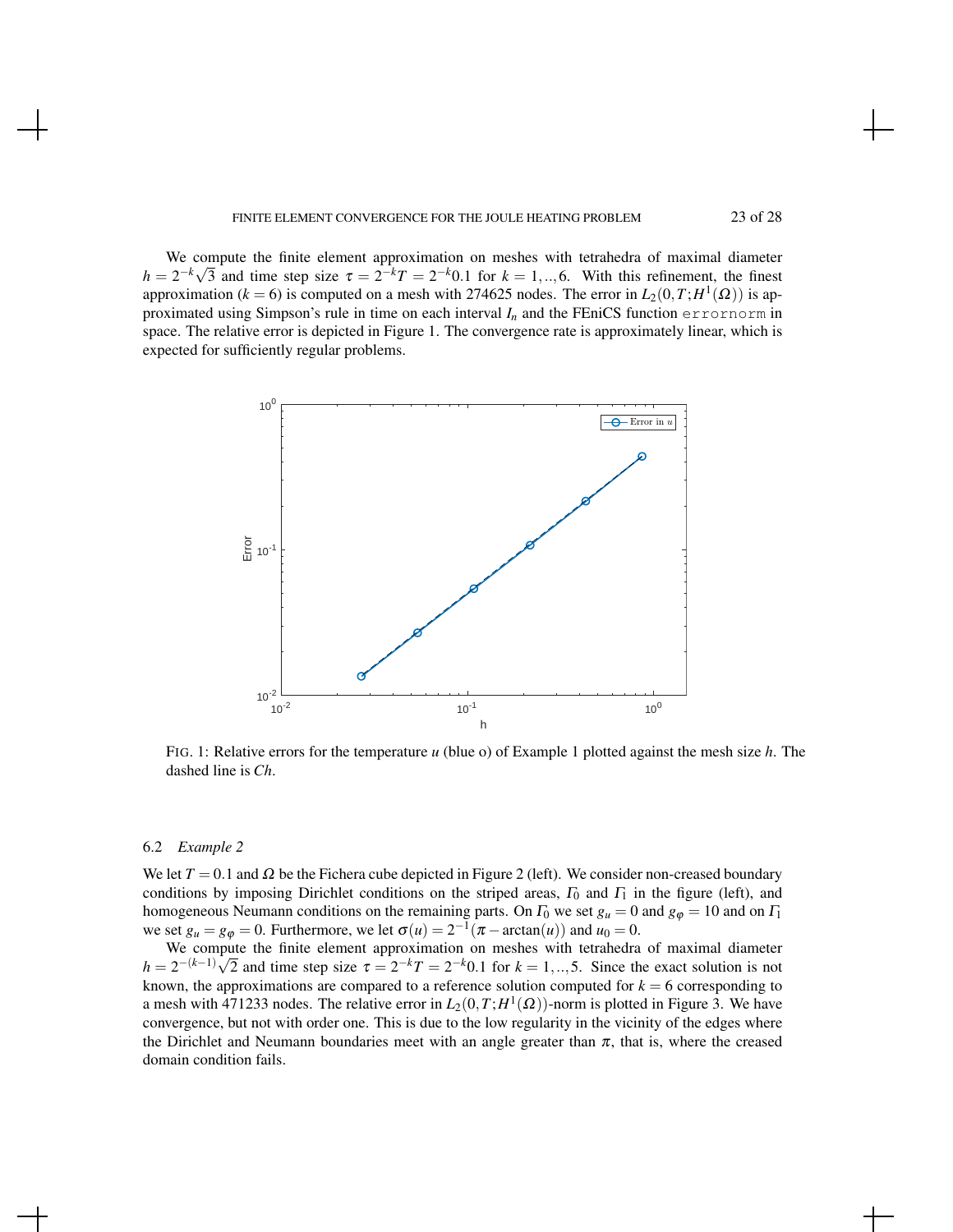We compute the finite element approximation on meshes with tetrahedra of maximal diameter $h = 2^{-k}\sqrt{3}$ and time step size $\tau = 2^{-k}T = 2^{-k}0.1$ for $k = 1,..,6$. With this refinement, the finest approximation ($k = 6$) is computed on a mesh with 274625 nodes. The error in $L_2(0,T;H^1(\Omega))$ is approximated using Simpson's rule in time on each interval $I_n$ and the FEniCS function `errornorm` in space. The relative error is depicted in Figure 1. The convergence rate is approximately linear, which is expected for sufficiently regular problems.

Error in $u$

Error

$10^0$

$10^{-1}$

$10^{-2}$

h

$10^{-2}$

$10^{-1}$

$10^0$

FIG. 1: Relative errors for the temperature $u$ (blue o) of Example 1 plotted against the mesh size $h$. The dashed line is $Ch$.

### 6.2 *Example 2*

We let $T = 0.1$ and $\Omega$ be the Fichera cube depicted in Figure 2 (left). We consider non-creased boundary conditions by imposing Dirichlet conditions on the striped areas, $\Gamma_0$ and $\Gamma_1$ in the figure (left), and homogeneous Neumann conditions on the remaining parts. On $\Gamma_0$ we set $g_u = 0$ and $g_\varphi = 10$ and on $\Gamma_1$ we set $g_u = g_\varphi = 0$. Furthermore, we let $\sigma(u) = 2^{-1}(\pi - \arctan(u))$ and $u_0 = 0$.

We compute the finite element approximation on meshes with tetrahedra of maximal diameter $h = 2^{-(k-1)}\sqrt{2}$ and time step size $\tau = 2^{-k}T = 2^{-k}0.1$ for $k = 1,..,5$. Since the exact solution is not known, the approximations are compared to a reference solution computed for $k = 6$ corresponding to a mesh with 471233 nodes. The relative error in $L_2(0,T;H^1(\Omega))$-norm is plotted in Figure 3. We have convergence, but not with order one. This is due to the low regularity in the vicinity of the edges where the Dirichlet and Neumann boundaries meet with an angle greater than $\pi$, that is, where the creased domain condition fails.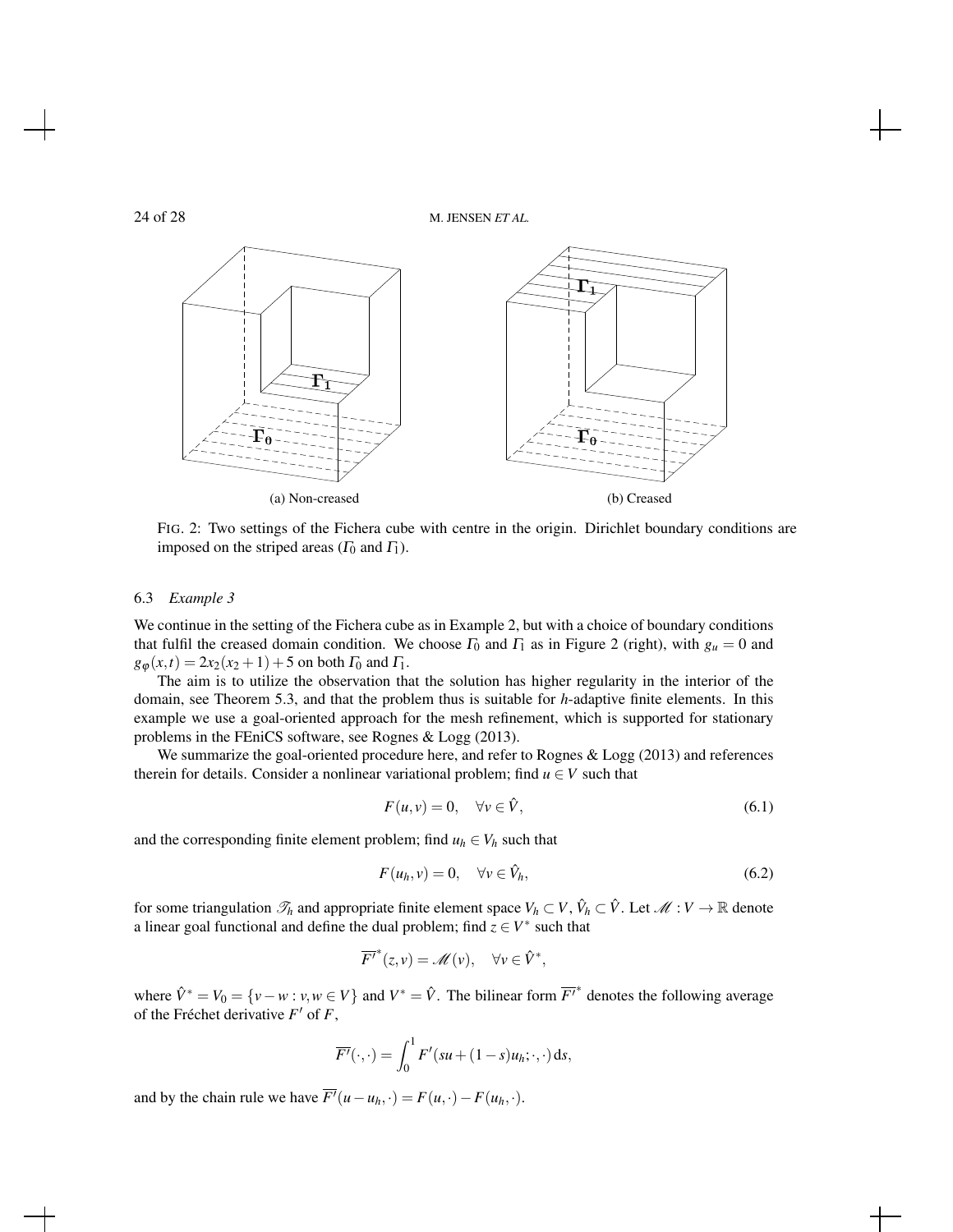(a) Non-creased

(b) Creased

FIG. 2: Two settings of the Fichera cube with centre in the origin. Dirichlet boundary conditions are imposed on the striped areas ($\Gamma_0$ and $\Gamma_1$).

### 6.3 *Example 3*

We continue in the setting of the Fichera cube as in Example 2, but with a choice of boundary conditions that fulfil the creased domain condition. We choose $\Gamma_0$ and $\Gamma_1$ as in Figure 2 (right), with $g_u = 0$ and $g_\varphi(x,t) = 2x_2(x_2+1)+5$ on both $\Gamma_0$ and $\Gamma_1$.

The aim is to utilize the observation that the solution has higher regularity in the interior of the domain, see Theorem 5.3, and that the problem thus is suitable for *h*-adaptive finite elements. In this example we use a goal-oriented approach for the mesh refinement, which is supported for stationary problems in the FEniCS software, see Rognes & Logg (2013).

We summarize the goal-oriented procedure here, and refer to Rognes & Logg (2013) and references therein for details. Consider a nonlinear variational problem; find $u \in V$ such that

$$F(u,v) = 0, \quad \forall v \in \hat{V}, \tag{6.1}$$

and the corresponding finite element problem; find $u_h \in V_h$ such that

$$F(u_h,v) = 0, \quad \forall v \in \hat{V}_h, \tag{6.2}$$

for some triangulation $\mathscr{T}_h$ and appropriate finite element space $V_h \subset V$, $\hat{V}_h \subset \hat{V}$. Let $\mathscr{M} : V \to \mathbb{R}$ denote a linear goal functional and define the dual problem; find $z \in V^*$ such that

$$\overline{F'}^*(z,v) = \mathscr{M}(v), \quad \forall v \in \hat{V}^*,$$

where $\hat{V}^* = V_0 = \{v - w : v, w \in V\}$ and $V^* = \hat{V}$. The bilinear form $\overline{F'}^*$ denotes the following average of the Fréchet derivative $F'$ of $F$,

$$\overline{F'}(\cdot,\cdot) = \int_0^1 F'(su + (1-s)u_h;\cdot,\cdot)\,\mathrm{d}s,$$

and by the chain rule we have $\overline{F'}(u-u_h,\cdot) = F(u,\cdot) - F(u_h,\cdot)$.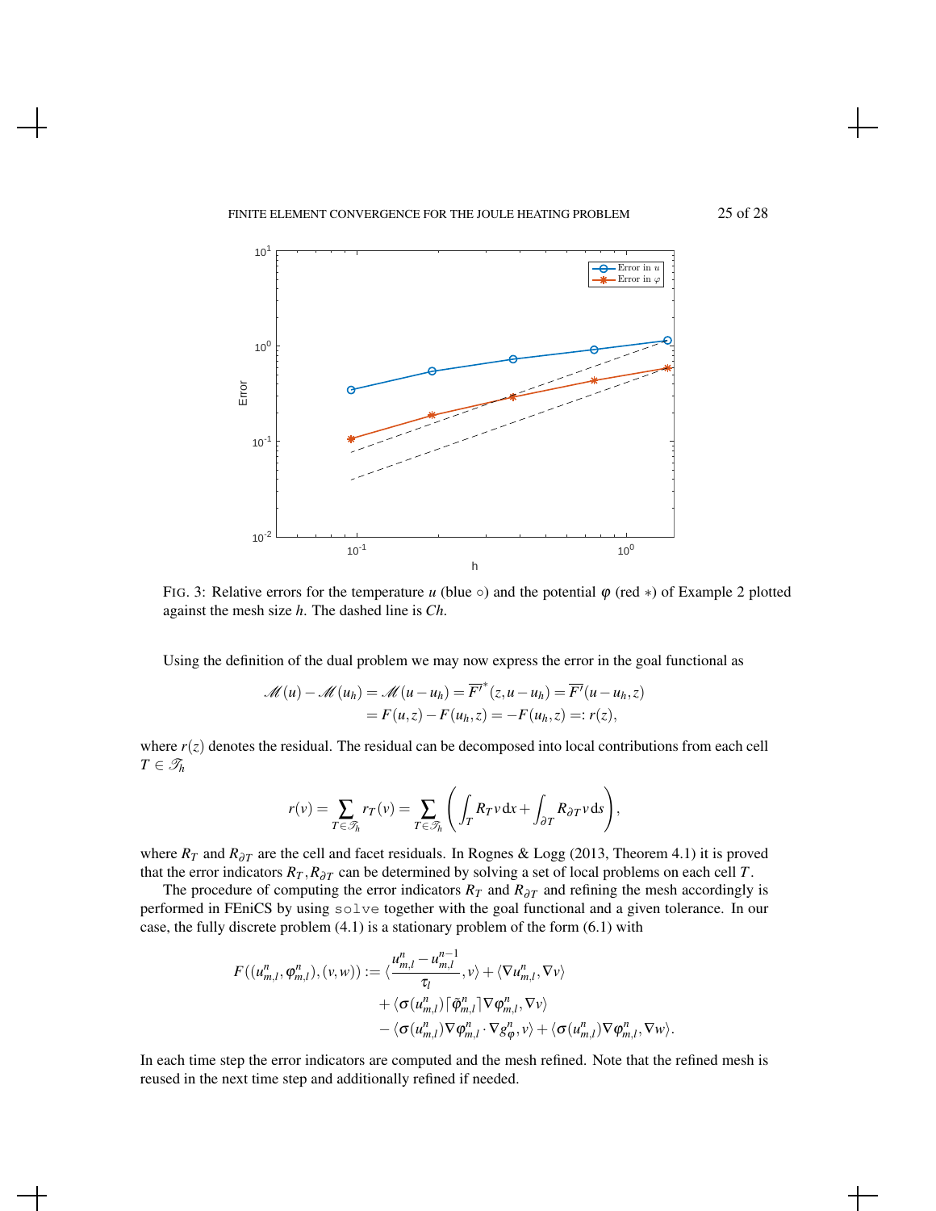Error in $u$
Error in $\varphi$

Error

$10^{1}$
$10^{0}$
$10^{-1}$
$10^{-2}$

$10^{-1}$
$10^{0}$

h

FIG. 3: Relative errors for the temperature $u$ (blue $\circ$) and the potential $\varphi$ (red $*$) of Example 2 plotted against the mesh size $h$. The dashed line is $Ch$.

Using the definition of the dual problem we may now express the error in the goal functional as

$$
\begin{aligned}
\mathscr{M}(u) - \mathscr{M}(u_h) = \mathscr{M}(u - u_h) &= \overline{F'}^*(z, u - u_h) = \overline{F'}(u - u_h, z) \\
&= F(u, z) - F(u_h, z) = -F(u_h, z) =: r(z),
\end{aligned}
$$

where $r(z)$ denotes the residual. The residual can be decomposed into local contributions from each cell $T \in \mathscr{T}_h$

$$
r(v) = \sum_{T \in \mathscr{T}_h} r_T(v) = \sum_{T \in \mathscr{T}_h} \left( \int_T R_T v \,\mathrm{d}x + \int_{\partial T} R_{\partial T} v \,\mathrm{d}s \right),
$$

where $R_T$ and $R_{\partial T}$ are the cell and facet residuals. In Rognes & Logg (2013, Theorem 4.1) it is proved that the error indicators $R_T, R_{\partial T}$ can be determined by solving a set of local problems on each cell $T$.

The procedure of computing the error indicators $R_T$ and $R_{\partial T}$ and refining the mesh accordingly is performed in FEniCS by using `solve` together with the goal functional and a given tolerance. In our case, the fully discrete problem (4.1) is a stationary problem of the form (6.1) with

$$
\begin{aligned}
F((u^n_{m,l}, \varphi^n_{m,l}), (v, w)) := &\langle \frac{u^n_{m,l} - u^{n-1}_{m,l}}{\tau_l}, v \rangle + \langle \nabla u^n_{m,l}, \nabla v \rangle \\
&+ \langle \sigma(u^n_{m,l}) \lceil \tilde{\varphi}^n_{m,l} \rceil \nabla \varphi^n_{m,l}, \nabla v \rangle \\
&- \langle \sigma(u^n_{m,l}) \nabla \varphi^n_{m,l} \cdot \nabla g^n_{\varphi}, v \rangle + \langle \sigma(u^n_{m,l}) \nabla \varphi^n_{m,l}, \nabla w \rangle.
\end{aligned}
$$

In each time step the error indicators are computed and the mesh refined. Note that the refined mesh is reused in the next time step and additionally refined if needed.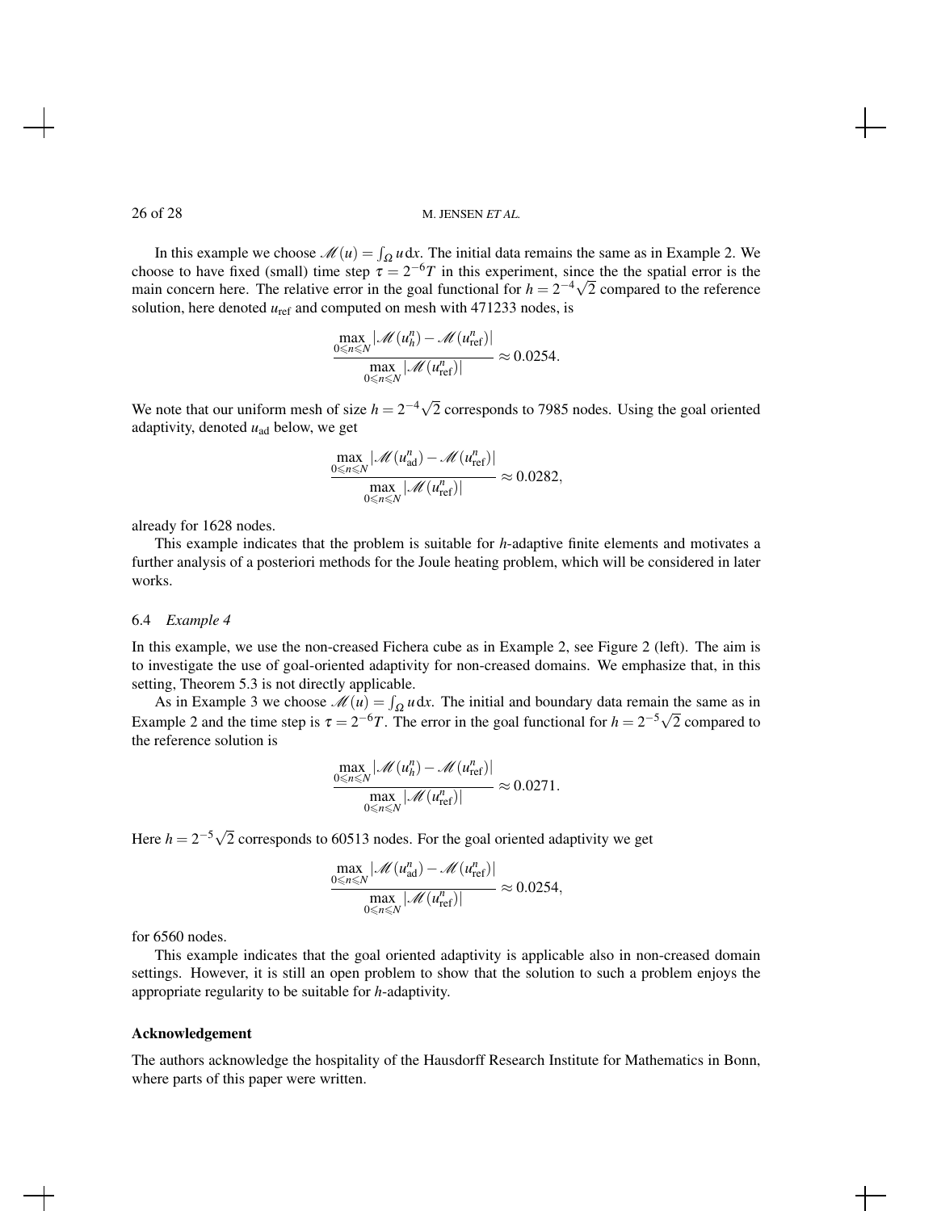In this example we choose $\mathscr{M}(u) = \int_\Omega u\,\mathrm{d}x$. The initial data remains the same as in Example 2. We choose to have fixed (small) time step $\tau = 2^{-6}T$ in this experiment, since the the spatial error is the main concern here. The relative error in the goal functional for $h = 2^{-4}\sqrt{2}$ compared to the reference solution, here denoted $u_{\text{ref}}$ and computed on mesh with 471233 nodes, is

$$\frac{\max\limits_{0\leqslant n\leqslant N} |\mathscr{M}(u_h^n) - \mathscr{M}(u_{\text{ref}}^n)|}{\max\limits_{0\leqslant n\leqslant N} |\mathscr{M}(u_{\text{ref}}^n)|} \approx 0.0254.$$

We note that our uniform mesh of size $h = 2^{-4}\sqrt{2}$ corresponds to 7985 nodes. Using the goal oriented adaptivity, denoted $u_{\text{ad}}$ below, we get

$$\frac{\max\limits_{0\leqslant n\leqslant N} |\mathscr{M}(u_{\text{ad}}^n) - \mathscr{M}(u_{\text{ref}}^n)|}{\max\limits_{0\leqslant n\leqslant N} |\mathscr{M}(u_{\text{ref}}^n)|} \approx 0.0282,$$

already for 1628 nodes.

This example indicates that the problem is suitable for *h*-adaptive finite elements and motivates a further analysis of a posteriori methods for the Joule heating problem, which will be considered in later works.

### 6.4 *Example 4*

In this example, we use the non-creased Fichera cube as in Example 2, see Figure 2 (left). The aim is to investigate the use of goal-oriented adaptivity for non-creased domains. We emphasize that, in this setting, Theorem 5.3 is not directly applicable.

As in Example 3 we choose $\mathscr{M}(u) = \int_\Omega u\,\mathrm{d}x$. The initial and boundary data remain the same as in Example 2 and the time step is $\tau = 2^{-6}T$. The error in the goal functional for $h = 2^{-5}\sqrt{2}$ compared to the reference solution is

$$\frac{\max\limits_{0\leqslant n\leqslant N} |\mathscr{M}(u_h^n) - \mathscr{M}(u_{\text{ref}}^n)|}{\max\limits_{0\leqslant n\leqslant N} |\mathscr{M}(u_{\text{ref}}^n)|} \approx 0.0271.$$

Here $h = 2^{-5}\sqrt{2}$ corresponds to 60513 nodes. For the goal oriented adaptivity we get

$$\frac{\max\limits_{0\leqslant n\leqslant N} |\mathscr{M}(u_{\text{ad}}^n) - \mathscr{M}(u_{\text{ref}}^n)|}{\max\limits_{0\leqslant n\leqslant N} |\mathscr{M}(u_{\text{ref}}^n)|} \approx 0.0254,$$

for 6560 nodes.

This example indicates that the goal oriented adaptivity is applicable also in non-creased domain settings. However, it is still an open problem to show that the solution to such a problem enjoys the appropriate regularity to be suitable for *h*-adaptivity.

## Acknowledgement

The authors acknowledge the hospitality of the Hausdorff Research Institute for Mathematics in Bonn, where parts of this paper were written.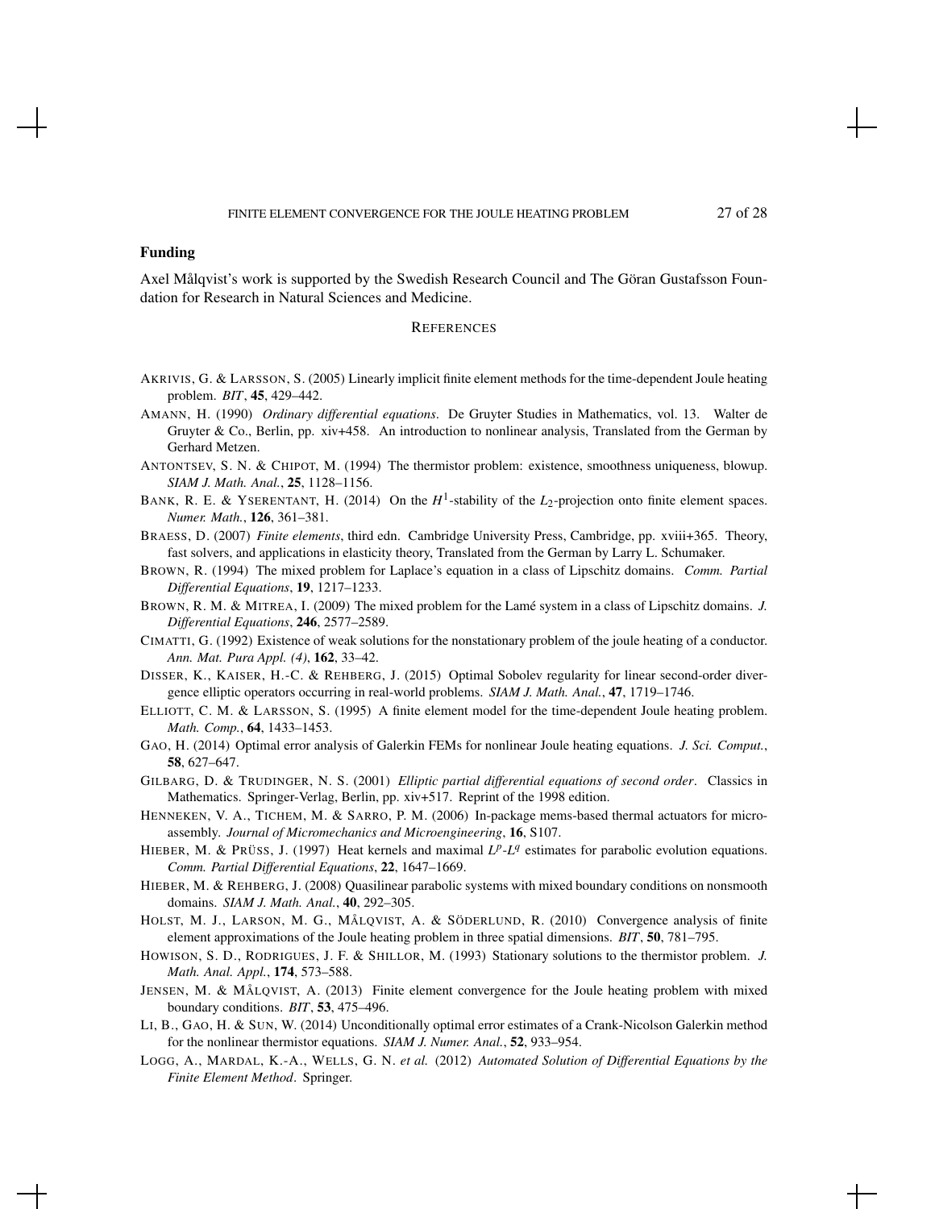## Funding

Axel Målqvist's work is supported by the Swedish Research Council and The Göran Gustafsson Foundation for Research in Natural Sciences and Medicine.

### REFERENCES

AKRIVIS, G. & LARSSON, S. (2005) Linearly implicit finite element methods for the time-dependent Joule heating problem. *BIT*, **45**, 429–442.

AMANN, H. (1990) *Ordinary differential equations*. De Gruyter Studies in Mathematics, vol. 13. Walter de Gruyter & Co., Berlin, pp. xiv+458. An introduction to nonlinear analysis, Translated from the German by Gerhard Metzen.

ANTONTSEV, S. N. & CHIPOT, M. (1994) The thermistor problem: existence, smoothness uniqueness, blowup. *SIAM J. Math. Anal.*, **25**, 1128–1156.

BANK, R. E. & YSERENTANT, H. (2014) On the $H^1$-stability of the $L_2$-projection onto finite element spaces. *Numer. Math.*, **126**, 361–381.

BRAESS, D. (2007) *Finite elements*, third edn. Cambridge University Press, Cambridge, pp. xviii+365. Theory, fast solvers, and applications in elasticity theory, Translated from the German by Larry L. Schumaker.

BROWN, R. (1994) The mixed problem for Laplace's equation in a class of Lipschitz domains. *Comm. Partial Differential Equations*, **19**, 1217–1233.

BROWN, R. M. & MITREA, I. (2009) The mixed problem for the Lamé system in a class of Lipschitz domains. *J. Differential Equations*, **246**, 2577–2589.

CIMATTI, G. (1992) Existence of weak solutions for the nonstationary problem of the joule heating of a conductor. *Ann. Mat. Pura Appl. (4)*, **162**, 33–42.

DISSER, K., KAISER, H.-C. & REHBERG, J. (2015) Optimal Sobolev regularity for linear second-order divergence elliptic operators occurring in real-world problems. *SIAM J. Math. Anal.*, **47**, 1719–1746.

ELLIOTT, C. M. & LARSSON, S. (1995) A finite element model for the time-dependent Joule heating problem. *Math. Comp.*, **64**, 1433–1453.

GAO, H. (2014) Optimal error analysis of Galerkin FEMs for nonlinear Joule heating equations. *J. Sci. Comput.*, **58**, 627–647.

GILBARG, D. & TRUDINGER, N. S. (2001) *Elliptic partial differential equations of second order*. Classics in Mathematics. Springer-Verlag, Berlin, pp. xiv+517. Reprint of the 1998 edition.

HENNEKEN, V. A., TICHEM, M. & SARRO, P. M. (2006) In-package mems-based thermal actuators for micro-assembly. *Journal of Micromechanics and Microengineering*, **16**, S107.

HIEBER, M. & PRÜSS, J. (1997) Heat kernels and maximal $L^p$-$L^q$ estimates for parabolic evolution equations. *Comm. Partial Differential Equations*, **22**, 1647–1669.

HIEBER, M. & REHBERG, J. (2008) Quasilinear parabolic systems with mixed boundary conditions on nonsmooth domains. *SIAM J. Math. Anal.*, **40**, 292–305.

HOLST, M. J., LARSON, M. G., MÅLQVIST, A. & SÖDERLUND, R. (2010) Convergence analysis of finite element approximations of the Joule heating problem in three spatial dimensions. *BIT*, **50**, 781–795.

HOWISON, S. D., RODRIGUES, J. F. & SHILLOR, M. (1993) Stationary solutions to the thermistor problem. *J. Math. Anal. Appl.*, **174**, 573–588.

JENSEN, M. & MÅLQVIST, A. (2013) Finite element convergence for the Joule heating problem with mixed boundary conditions. *BIT*, **53**, 475–496.

LI, B., GAO, H. & SUN, W. (2014) Unconditionally optimal error estimates of a Crank-Nicolson Galerkin method for the nonlinear thermistor equations. *SIAM J. Numer. Anal.*, **52**, 933–954.

LOGG, A., MARDAL, K.-A., WELLS, G. N. *et al.* (2012) *Automated Solution of Differential Equations by the Finite Element Method*. Springer.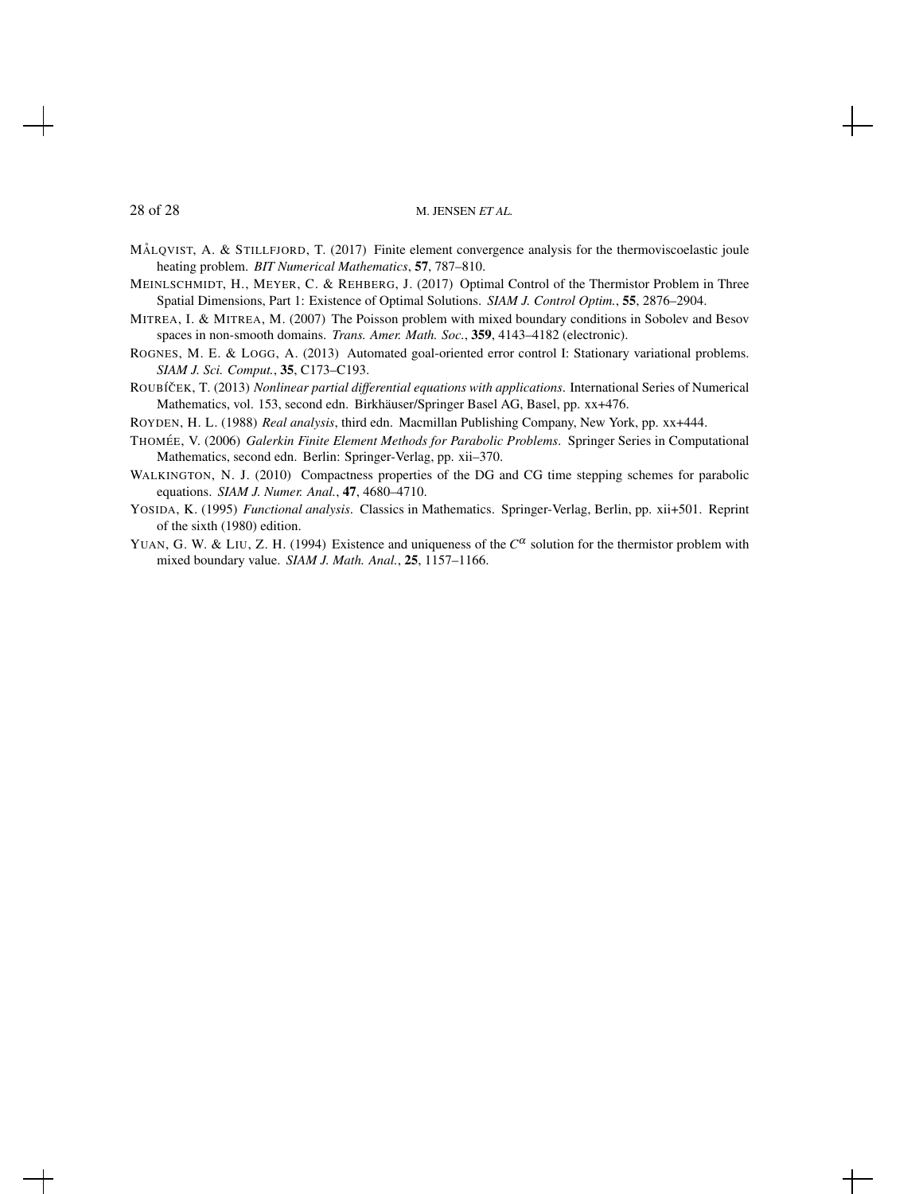MÅLQVIST, A. & STILLFJORD, T. (2017) Finite element convergence analysis for the thermoviscoelastic joule heating problem. *BIT Numerical Mathematics*, **57**, 787–810.

MEINLSCHMIDT, H., MEYER, C. & REHBERG, J. (2017) Optimal Control of the Thermistor Problem in Three Spatial Dimensions, Part 1: Existence of Optimal Solutions. *SIAM J. Control Optim.*, **55**, 2876–2904.

MITREA, I. & MITREA, M. (2007) The Poisson problem with mixed boundary conditions in Sobolev and Besov spaces in non-smooth domains. *Trans. Amer. Math. Soc.*, **359**, 4143–4182 (electronic).

ROGNES, M. E. & LOGG, A. (2013) Automated goal-oriented error control I: Stationary variational problems. *SIAM J. Sci. Comput.*, **35**, C173–C193.

ROUBÍČEK, T. (2013) *Nonlinear partial differential equations with applications*. International Series of Numerical Mathematics, vol. 153, second edn. Birkhäuser/Springer Basel AG, Basel, pp. xx+476.

ROYDEN, H. L. (1988) *Real analysis*, third edn. Macmillan Publishing Company, New York, pp. xx+444.

THOMÉE, V. (2006) *Galerkin Finite Element Methods for Parabolic Problems*. Springer Series in Computational Mathematics, second edn. Berlin: Springer-Verlag, pp. xii–370.

WALKINGTON, N. J. (2010) Compactness properties of the DG and CG time stepping schemes for parabolic equations. *SIAM J. Numer. Anal.*, **47**, 4680–4710.

YOSIDA, K. (1995) *Functional analysis*. Classics in Mathematics. Springer-Verlag, Berlin, pp. xii+501. Reprint of the sixth (1980) edition.

YUAN, G. W. & LIU, Z. H. (1994) Existence and uniqueness of the $C^{\alpha}$ solution for the thermistor problem with mixed boundary value. *SIAM J. Math. Anal.*, **25**, 1157–1166.